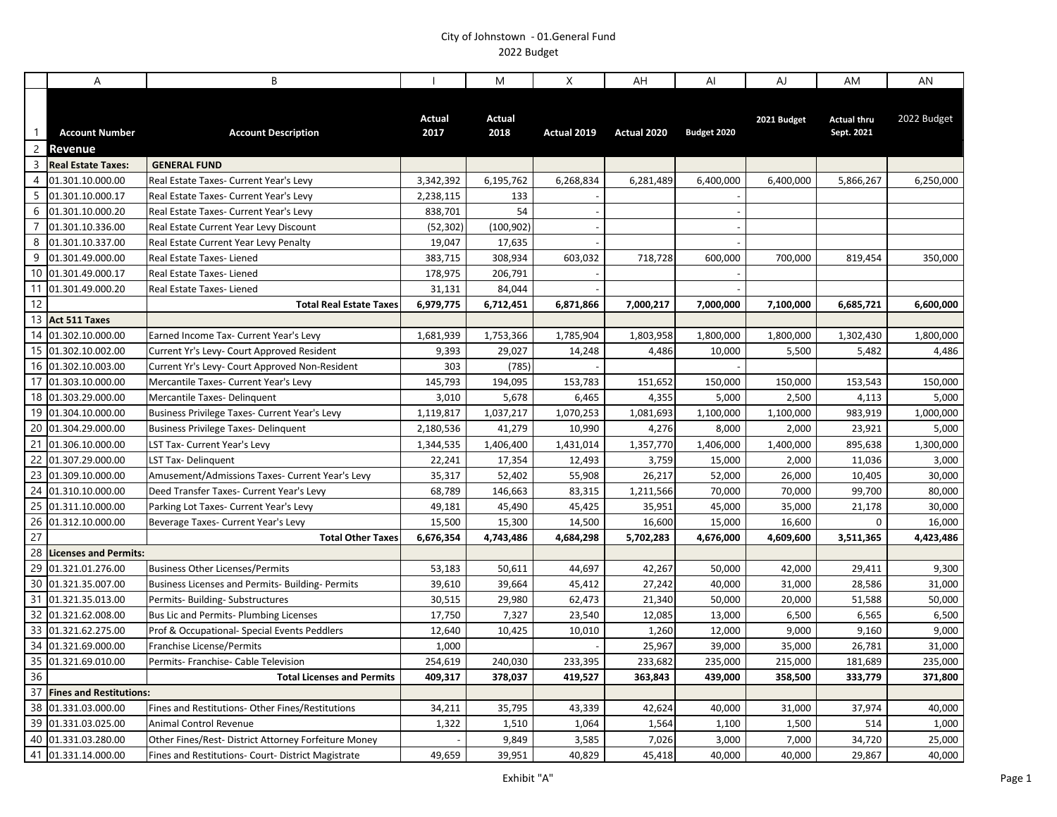City of Johnstown - 01.General Fund
2022 Budget

| | A | B | I | M | X | AH | AI | AJ | AM | AN |
|---|---|---|---|---|---|---|---|---|---|---|
| 1 | Account Number | Account Description | Actual 2017 | Actual 2018 | Actual 2019 | Actual 2020 | Budget 2020 | 2021 Budget | Actual thru Sept. 2021 | 2022 Budget |
| 2 | **Revenue** | | | | | | | | | |
| 3 | **Real Estate Taxes:** | **GENERAL FUND** | | | | | | | | |
| 4 | 01.301.10.000.00 | Real Estate Taxes- Current Year's Levy | 3,342,392 | 6,195,762 | 6,268,834 | 6,281,489 | 6,400,000 | 6,400,000 | 5,866,267 | 6,250,000 |
| 5 | 01.301.10.000.17 | Real Estate Taxes- Current Year's Levy | 2,238,115 | 133 | - | | - | | | |
| 6 | 01.301.10.000.20 | Real Estate Taxes- Current Year's Levy | 838,701 | 54 | - | | - | | | |
| 7 | 01.301.10.336.00 | Real Estate Current Year Levy Discount | (52,302) | (100,902) | - | | - | | | |
| 8 | 01.301.10.337.00 | Real Estate Current Year Levy Penalty | 19,047 | 17,635 | - | | - | | | |
| 9 | 01.301.49.000.00 | Real Estate Taxes- Liened | 383,715 | 308,934 | 603,032 | 718,728 | 600,000 | 700,000 | 819,454 | 350,000 |
| 10 | 01.301.49.000.17 | Real Estate Taxes- Liened | 178,975 | 206,791 | - | | - | | | |
| 11 | 01.301.49.000.20 | Real Estate Taxes- Liened | 31,131 | 84,044 | - | | - | | | |
| 12 | | **Total Real Estate Taxes** | **6,979,775** | **6,712,451** | **6,871,866** | **7,000,217** | **7,000,000** | **7,100,000** | **6,685,721** | **6,600,000** |
| 13 | **Act 511 Taxes** | | | | | | | | | |
| 14 | 01.302.10.000.00 | Earned Income Tax- Current Year's Levy | 1,681,939 | 1,753,366 | 1,785,904 | 1,803,958 | 1,800,000 | 1,800,000 | 1,302,430 | 1,800,000 |
| 15 | 01.302.10.002.00 | Current Yr's Levy- Court Approved Resident | 9,393 | 29,027 | 14,248 | 4,486 | 10,000 | 5,500 | 5,482 | 4,486 |
| 16 | 01.302.10.003.00 | Current Yr's Levy- Court Approved Non-Resident | 303 | (785) | - | | - | | | |
| 17 | 01.303.10.000.00 | Mercantile Taxes- Current Year's Levy | 145,793 | 194,095 | 153,783 | 151,652 | 150,000 | 150,000 | 153,543 | 150,000 |
| 18 | 01.303.29.000.00 | Mercantile Taxes- Delinquent | 3,010 | 5,678 | 6,465 | 4,355 | 5,000 | 2,500 | 4,113 | 5,000 |
| 19 | 01.304.10.000.00 | Business Privilege Taxes- Current Year's Levy | 1,119,817 | 1,037,217 | 1,070,253 | 1,081,693 | 1,100,000 | 1,100,000 | 983,919 | 1,000,000 |
| 20 | 01.304.29.000.00 | Business Privilege Taxes- Delinquent | 2,180,536 | 41,279 | 10,990 | 4,276 | 8,000 | 2,000 | 23,921 | 5,000 |
| 21 | 01.306.10.000.00 | LST Tax- Current Year's Levy | 1,344,535 | 1,406,400 | 1,431,014 | 1,357,770 | 1,406,000 | 1,400,000 | 895,638 | 1,300,000 |
| 22 | 01.307.29.000.00 | LST Tax- Delinquent | 22,241 | 17,354 | 12,493 | 3,759 | 15,000 | 2,000 | 11,036 | 3,000 |
| 23 | 01.309.10.000.00 | Amusement/Admissions Taxes- Current Year's Levy | 35,317 | 52,402 | 55,908 | 26,217 | 52,000 | 26,000 | 10,405 | 30,000 |
| 24 | 01.310.10.000.00 | Deed Transfer Taxes- Current Year's Levy | 68,789 | 146,663 | 83,315 | 1,211,566 | 70,000 | 70,000 | 99,700 | 80,000 |
| 25 | 01.311.10.000.00 | Parking Lot Taxes- Current Year's Levy | 49,181 | 45,490 | 45,425 | 35,951 | 45,000 | 35,000 | 21,178 | 30,000 |
| 26 | 01.312.10.000.00 | Beverage Taxes- Current Year's Levy | 15,500 | 15,300 | 14,500 | 16,600 | 15,000 | 16,600 | 0 | 16,000 |
| 27 | | **Total Other Taxes** | **6,676,354** | **4,743,486** | **4,684,298** | **5,702,283** | **4,676,000** | **4,609,600** | **3,511,365** | **4,423,486** |
| 28 | **Licenses and Permits:** | | | | | | | | | |
| 29 | 01.321.01.276.00 | Business Other Licenses/Permits | 53,183 | 50,611 | 44,697 | 42,267 | 50,000 | 42,000 | 29,411 | 9,300 |
| 30 | 01.321.35.007.00 | Business Licenses and Permits- Building- Permits | 39,610 | 39,664 | 45,412 | 27,242 | 40,000 | 31,000 | 28,586 | 31,000 |
| 31 | 01.321.35.013.00 | Permits- Building- Substructures | 30,515 | 29,980 | 62,473 | 21,340 | 50,000 | 20,000 | 51,588 | 50,000 |
| 32 | 01.321.62.008.00 | Bus Lic and Permits- Plumbing Licenses | 17,750 | 7,327 | 23,540 | 12,085 | 13,000 | 6,500 | 6,565 | 6,500 |
| 33 | 01.321.62.275.00 | Prof & Occupational- Special Events Peddlers | 12,640 | 10,425 | 10,010 | 1,260 | 12,000 | 9,000 | 9,160 | 9,000 |
| 34 | 01.321.69.000.00 | Franchise License/Permits | 1,000 | | - | 25,967 | 39,000 | 35,000 | 26,781 | 31,000 |
| 35 | 01.321.69.010.00 | Permits- Franchise- Cable Television | 254,619 | 240,030 | 233,395 | 233,682 | 235,000 | 215,000 | 181,689 | 235,000 |
| 36 | | **Total Licenses and Permits** | **409,317** | **378,037** | **419,527** | **363,843** | **439,000** | **358,500** | **333,779** | **371,800** |
| 37 | **Fines and Restitutions:** | | | | | | | | | |
| 38 | 01.331.03.000.00 | Fines and Restitutions- Other Fines/Restitutions | 34,211 | 35,795 | 43,339 | 42,624 | 40,000 | 31,000 | 37,974 | 40,000 |
| 39 | 01.331.03.025.00 | Animal Control Revenue | 1,322 | 1,510 | 1,064 | 1,564 | 1,100 | 1,500 | 514 | 1,000 |
| 40 | 01.331.03.280.00 | Other Fines/Rest- District Attorney Forfeiture Money | - | 9,849 | 3,585 | 7,026 | 3,000 | 7,000 | 34,720 | 25,000 |
| 41 | 01.331.14.000.00 | Fines and Restitutions- Court- District Magistrate | 49,659 | 39,951 | 40,829 | 45,418 | 40,000 | 40,000 | 29,867 | 40,000 |

Exhibit "A"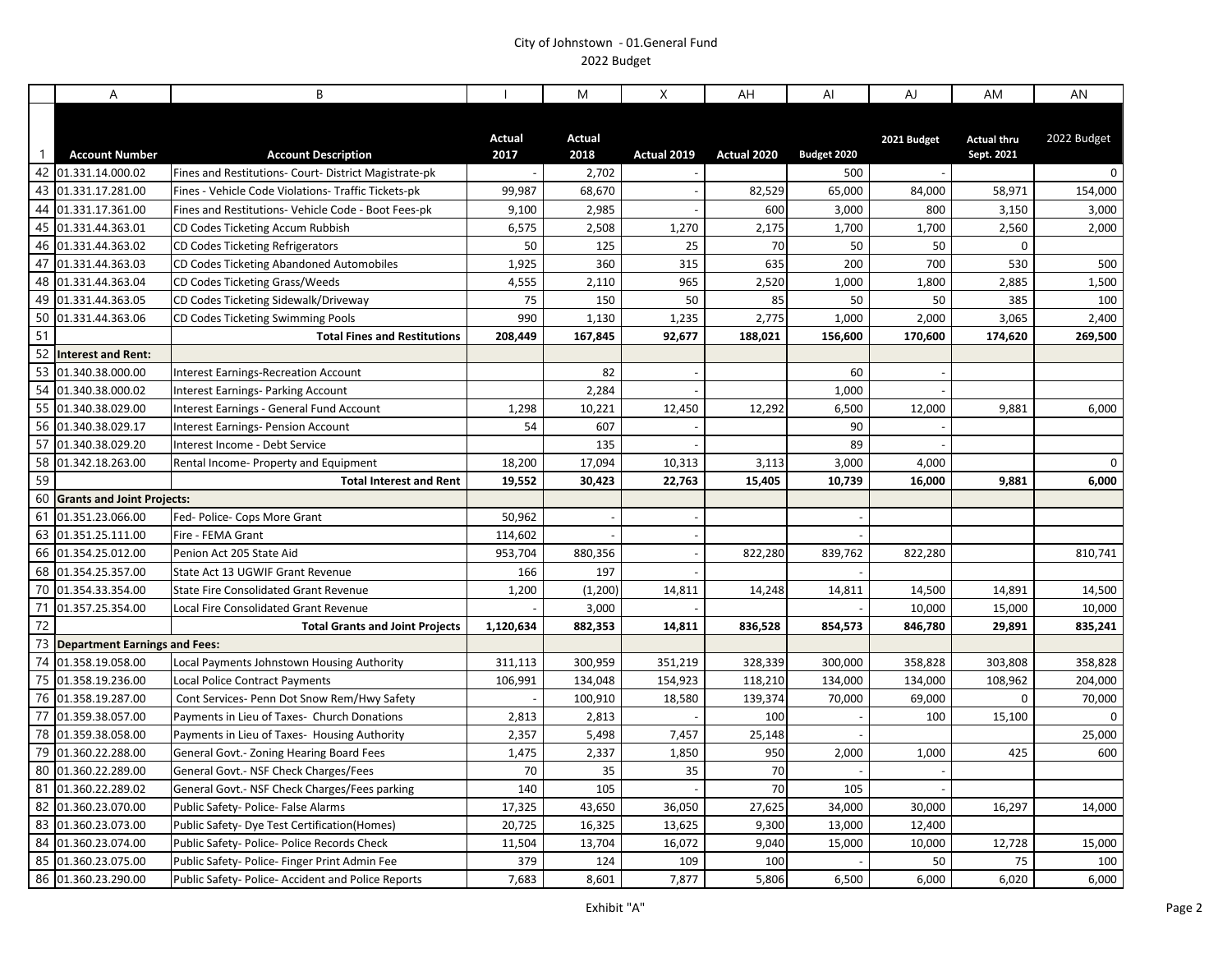City of Johnstown - 01.General Fund
2022 Budget

| | A | B | I | M | X | AH | AI | AJ | AM | AN |
|---|---|---|---|---|---|---|---|---|---|---|
| 1 | **Account Number** | **Account Description** | **Actual 2017** | **Actual 2018** | **Actual 2019** | **Actual 2020** | **Budget 2020** | **2021 Budget** | **Actual thru Sept. 2021** | **2022 Budget** |
| 42 | 01.331.14.000.02 | Fines and Restitutions- Court- District Magistrate-pk | - | 2,702 | - | | 500 | - | | 0 |
| 43 | 01.331.17.281.00 | Fines - Vehicle Code Violations- Traffic Tickets-pk | 99,987 | 68,670 | - | 82,529 | 65,000 | 84,000 | 58,971 | 154,000 |
| 44 | 01.331.17.361.00 | Fines and Restitutions- Vehicle Code - Boot Fees-pk | 9,100 | 2,985 | - | 600 | 3,000 | 800 | 3,150 | 3,000 |
| 45 | 01.331.44.363.01 | CD Codes Ticketing Accum Rubbish | 6,575 | 2,508 | 1,270 | 2,175 | 1,700 | 1,700 | 2,560 | 2,000 |
| 46 | 01.331.44.363.02 | CD Codes Ticketing Refrigerators | 50 | 125 | 25 | 70 | 50 | 50 | 0 | |
| 47 | 01.331.44.363.03 | CD Codes Ticketing Abandoned Automobiles | 1,925 | 360 | 315 | 635 | 200 | 700 | 530 | 500 |
| 48 | 01.331.44.363.04 | CD Codes Ticketing Grass/Weeds | 4,555 | 2,110 | 965 | 2,520 | 1,000 | 1,800 | 2,885 | 1,500 |
| 49 | 01.331.44.363.05 | CD Codes Ticketing Sidewalk/Driveway | 75 | 150 | 50 | 85 | 50 | 50 | 385 | 100 |
| 50 | 01.331.44.363.06 | CD Codes Ticketing Swimming Pools | 990 | 1,130 | 1,235 | 2,775 | 1,000 | 2,000 | 3,065 | 2,400 |
| 51 | | **Total Fines and Restitutions** | **208,449** | **167,845** | **92,677** | **188,021** | **156,600** | **170,600** | **174,620** | **269,500** |
| 52 | **Interest and Rent:** | | | | | | | | | |
| 53 | 01.340.38.000.00 | Interest Earnings-Recreation Account | | 82 | - | | 60 | - | | |
| 54 | 01.340.38.000.02 | Interest Earnings- Parking Account | | 2,284 | - | | 1,000 | - | | |
| 55 | 01.340.38.029.00 | Interest Earnings - General Fund Account | 1,298 | 10,221 | 12,450 | 12,292 | 6,500 | 12,000 | 9,881 | 6,000 |
| 56 | 01.340.38.029.17 | Interest Earnings- Pension Account | 54 | 607 | - | | 90 | - | | |
| 57 | 01.340.38.029.20 | Interest Income - Debt Service | | 135 | - | | 89 | - | | |
| 58 | 01.342.18.263.00 | Rental Income- Property and Equipment | 18,200 | 17,094 | 10,313 | 3,113 | 3,000 | 4,000 | | 0 |
| 59 | | **Total Interest and Rent** | **19,552** | **30,423** | **22,763** | **15,405** | **10,739** | **16,000** | **9,881** | **6,000** |
| 60 | **Grants and Joint Projects:** | | | | | | | | | |
| 61 | 01.351.23.066.00 | Fed- Police- Cops More Grant | 50,962 | - | - | | - | | | |
| 63 | 01.351.25.111.00 | Fire - FEMA Grant | 114,602 | - | - | | - | | | |
| 66 | 01.354.25.012.00 | Penion Act 205 State Aid | 953,704 | 880,356 | - | 822,280 | 839,762 | 822,280 | | 810,741 |
| 68 | 01.354.25.357.00 | State Act 13 UGWIF Grant Revenue | 166 | 197 | - | | - | | | |
| 70 | 01.354.33.354.00 | State Fire Consolidated Grant Revenue | 1,200 | (1,200) | 14,811 | 14,248 | 14,811 | 14,500 | 14,891 | 14,500 |
| 71 | 01.357.25.354.00 | Local Fire Consolidated Grant Revenue | - | 3,000 | - | | - | 10,000 | 15,000 | 10,000 |
| 72 | | **Total Grants and Joint Projects** | **1,120,634** | **882,353** | **14,811** | **836,528** | **854,573** | **846,780** | **29,891** | **835,241** |
| 73 | **Department Earnings and Fees:** | | | | | | | | | |
| 74 | 01.358.19.058.00 | Local Payments Johnstown Housing Authority | 311,113 | 300,959 | 351,219 | 328,339 | 300,000 | 358,828 | 303,808 | 358,828 |
| 75 | 01.358.19.236.00 | Local Police Contract Payments | 106,991 | 134,048 | 154,923 | 118,210 | 134,000 | 134,000 | 108,962 | 204,000 |
| 76 | 01.358.19.287.00 | Cont Services- Penn Dot Snow Rem/Hwy Safety | - | 100,910 | 18,580 | 139,374 | 70,000 | 69,000 | 0 | 70,000 |
| 77 | 01.359.38.057.00 | Payments in Lieu of Taxes- Church Donations | 2,813 | 2,813 | - | 100 | - | 100 | 15,100 | 0 |
| 78 | 01.359.38.058.00 | Payments in Lieu of Taxes- Housing Authority | 2,357 | 5,498 | 7,457 | 25,148 | - | | | 25,000 |
| 79 | 01.360.22.288.00 | General Govt.- Zoning Hearing Board Fees | 1,475 | 2,337 | 1,850 | 950 | 2,000 | 1,000 | 425 | 600 |
| 80 | 01.360.22.289.00 | General Govt.- NSF Check Charges/Fees | 70 | 35 | 35 | 70 | - | - | | |
| 81 | 01.360.22.289.02 | General Govt.- NSF Check Charges/Fees parking | 140 | 105 | - | 70 | 105 | - | | |
| 82 | 01.360.23.070.00 | Public Safety- Police- False Alarms | 17,325 | 43,650 | 36,050 | 27,625 | 34,000 | 30,000 | 16,297 | 14,000 |
| 83 | 01.360.23.073.00 | Public Safety- Dye Test Certification(Homes) | 20,725 | 16,325 | 13,625 | 9,300 | 13,000 | 12,400 | | |
| 84 | 01.360.23.074.00 | Public Safety- Police- Police Records Check | 11,504 | 13,704 | 16,072 | 9,040 | 15,000 | 10,000 | 12,728 | 15,000 |
| 85 | 01.360.23.075.00 | Public Safety- Police- Finger Print Admin Fee | 379 | 124 | 109 | 100 | - | 50 | 75 | 100 |
| 86 | 01.360.23.290.00 | Public Safety- Police- Accident and Police Reports | 7,683 | 8,601 | 7,877 | 5,806 | 6,500 | 6,000 | 6,020 | 6,000 |

Exhibit "A"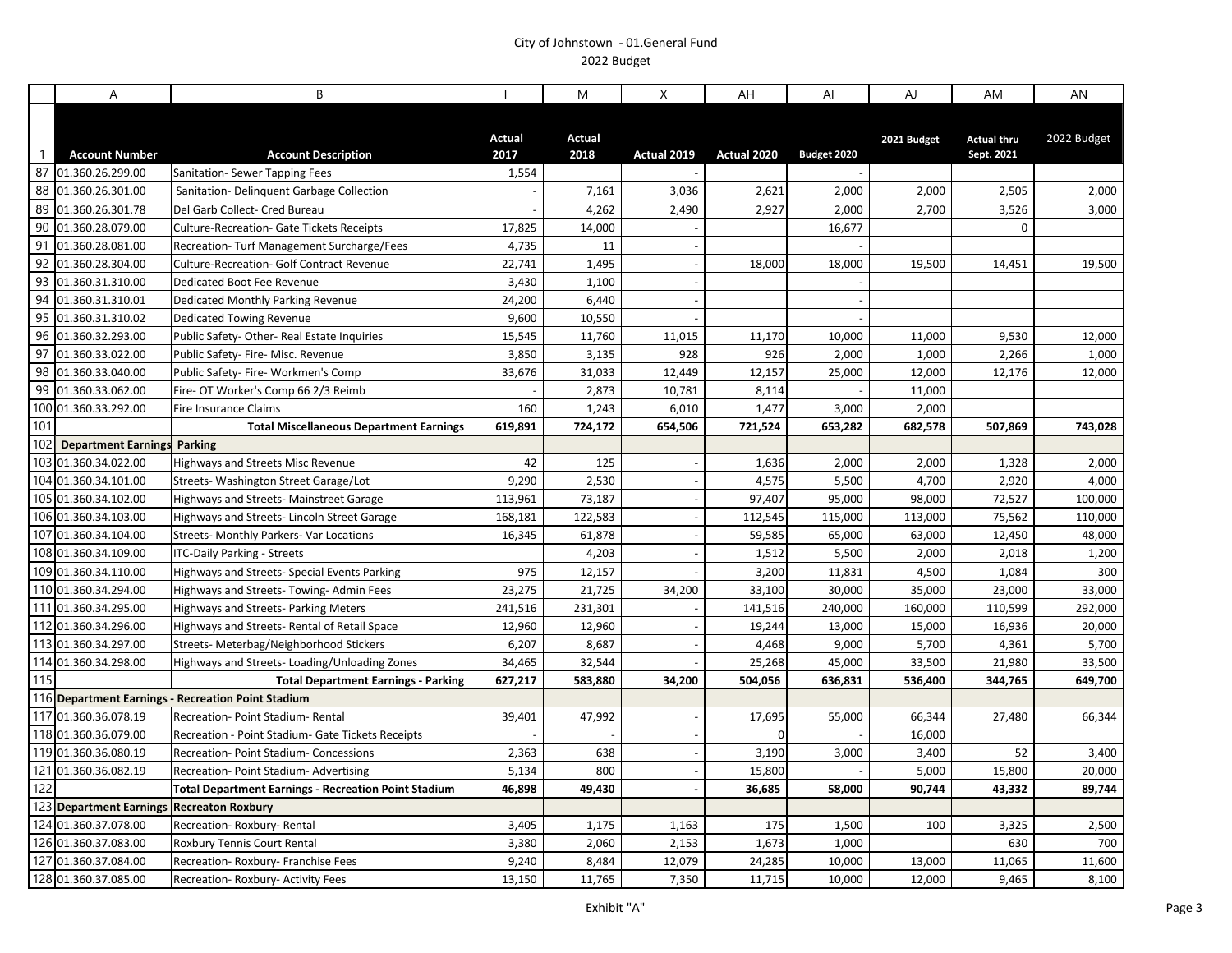City of Johnstown - 01.General Fund
2022 Budget

| | A | B | I | M | X | AH | AI | AJ | AM | AN |
|---|---|---|---|---|---|---|---|---|---|---|
| 1 | Account Number | Account Description | Actual 2017 | Actual 2018 | Actual 2019 | Actual 2020 | Budget 2020 | 2021 Budget | Actual thru Sept. 2021 | 2022 Budget |
| 87 | 01.360.26.299.00 | Sanitation- Sewer Tapping Fees | 1,554 | | - | | - | | | |
| 88 | 01.360.26.301.00 | Sanitation- Delinquent Garbage Collection | - | 7,161 | 3,036 | 2,621 | 2,000 | 2,000 | 2,505 | 2,000 |
| 89 | 01.360.26.301.78 | Del Garb Collect- Cred Bureau | - | 4,262 | 2,490 | 2,927 | 2,000 | 2,700 | 3,526 | 3,000 |
| 90 | 01.360.28.079.00 | Culture-Recreation- Gate Tickets Receipts | 17,825 | 14,000 | - | | 16,677 | | 0 | |
| 91 | 01.360.28.081.00 | Recreation- Turf Management Surcharge/Fees | 4,735 | 11 | - | | - | | | |
| 92 | 01.360.28.304.00 | Culture-Recreation- Golf Contract Revenue | 22,741 | 1,495 | - | 18,000 | 18,000 | 19,500 | 14,451 | 19,500 |
| 93 | 01.360.31.310.00 | Dedicated Boot Fee Revenue | 3,430 | 1,100 | - | | - | | | |
| 94 | 01.360.31.310.01 | Dedicated Monthly Parking Revenue | 24,200 | 6,440 | - | | - | | | |
| 95 | 01.360.31.310.02 | Dedicated Towing Revenue | 9,600 | 10,550 | - | | - | | | |
| 96 | 01.360.32.293.00 | Public Safety- Other- Real Estate Inquiries | 15,545 | 11,760 | 11,015 | 11,170 | 10,000 | 11,000 | 9,530 | 12,000 |
| 97 | 01.360.33.022.00 | Public Safety- Fire- Misc. Revenue | 3,850 | 3,135 | 928 | 926 | 2,000 | 1,000 | 2,266 | 1,000 |
| 98 | 01.360.33.040.00 | Public Safety- Fire- Workmen's Comp | 33,676 | 31,033 | 12,449 | 12,157 | 25,000 | 12,000 | 12,176 | 12,000 |
| 99 | 01.360.33.062.00 | Fire- OT Worker's Comp 66 2/3 Reimb | - | 2,873 | 10,781 | 8,114 | - | 11,000 | | |
| 100 | 01.360.33.292.00 | Fire Insurance Claims | 160 | 1,243 | 6,010 | 1,477 | 3,000 | 2,000 | | |
| 101 | | **Total Miscellaneous Department Earnings** | **619,891** | **724,172** | **654,506** | **721,524** | **653,282** | **682,578** | **507,869** | **743,028** |
| 102 | **Department Earnings** | **Parking** | | | | | | | | |
| 103 | 01.360.34.022.00 | Highways and Streets Misc Revenue | 42 | 125 | - | 1,636 | 2,000 | 2,000 | 1,328 | 2,000 |
| 104 | 01.360.34.101.00 | Streets- Washington Street Garage/Lot | 9,290 | 2,530 | - | 4,575 | 5,500 | 4,700 | 2,920 | 4,000 |
| 105 | 01.360.34.102.00 | Highways and Streets- Mainstreet Garage | 113,961 | 73,187 | - | 97,407 | 95,000 | 98,000 | 72,527 | 100,000 |
| 106 | 01.360.34.103.00 | Highways and Streets- Lincoln Street Garage | 168,181 | 122,583 | - | 112,545 | 115,000 | 113,000 | 75,562 | 110,000 |
| 107 | 01.360.34.104.00 | Streets- Monthly Parkers- Var Locations | 16,345 | 61,878 | - | 59,585 | 65,000 | 63,000 | 12,450 | 48,000 |
| 108 | 01.360.34.109.00 | ITC-Daily Parking - Streets | | 4,203 | - | 1,512 | 5,500 | 2,000 | 2,018 | 1,200 |
| 109 | 01.360.34.110.00 | Highways and Streets- Special Events Parking | 975 | 12,157 | - | 3,200 | 11,831 | 4,500 | 1,084 | 300 |
| 110 | 01.360.34.294.00 | Highways and Streets- Towing- Admin Fees | 23,275 | 21,725 | 34,200 | 33,100 | 30,000 | 35,000 | 23,000 | 33,000 |
| 111 | 01.360.34.295.00 | Highways and Streets- Parking Meters | 241,516 | 231,301 | - | 141,516 | 240,000 | 160,000 | 110,599 | 292,000 |
| 112 | 01.360.34.296.00 | Highways and Streets- Rental of Retail Space | 12,960 | 12,960 | - | 19,244 | 13,000 | 15,000 | 16,936 | 20,000 |
| 113 | 01.360.34.297.00 | Streets- Meterbag/Neighborhood Stickers | 6,207 | 8,687 | - | 4,468 | 9,000 | 5,700 | 4,361 | 5,700 |
| 114 | 01.360.34.298.00 | Highways and Streets- Loading/Unloading Zones | 34,465 | 32,544 | - | 25,268 | 45,000 | 33,500 | 21,980 | 33,500 |
| 115 | | **Total Department Earnings - Parking** | **627,217** | **583,880** | **34,200** | **504,056** | **636,831** | **536,400** | **344,765** | **649,700** |
| 116 | **Department Earnings - Recreation Point Stadium** | | | | | | | | | |
| 117 | 01.360.36.078.19 | Recreation- Point Stadium- Rental | 39,401 | 47,992 | - | 17,695 | 55,000 | 66,344 | 27,480 | 66,344 |
| 118 | 01.360.36.079.00 | Recreation - Point Stadium- Gate Tickets Receipts | - | - | - | 0 | - | 16,000 | | |
| 119 | 01.360.36.080.19 | Recreation- Point Stadium- Concessions | 2,363 | 638 | - | 3,190 | 3,000 | 3,400 | 52 | 3,400 |
| 121 | 01.360.36.082.19 | Recreation- Point Stadium- Advertising | 5,134 | 800 | - | 15,800 | - | 5,000 | 15,800 | 20,000 |
| 122 | | **Total Department Earnings - Recreation Point Stadium** | **46,898** | **49,430** | **-** | **36,685** | **58,000** | **90,744** | **43,332** | **89,744** |
| 123 | **Department Earnings** | **Recreaton Roxbury** | | | | | | | | |
| 124 | 01.360.37.078.00 | Recreation- Roxbury- Rental | 3,405 | 1,175 | 1,163 | 175 | 1,500 | 100 | 3,325 | 2,500 |
| 126 | 01.360.37.083.00 | Roxbury Tennis Court Rental | 3,380 | 2,060 | 2,153 | 1,673 | 1,000 | | 630 | 700 |
| 127 | 01.360.37.084.00 | Recreation- Roxbury- Franchise Fees | 9,240 | 8,484 | 12,079 | 24,285 | 10,000 | 13,000 | 11,065 | 11,600 |
| 128 | 01.360.37.085.00 | Recreation- Roxbury- Activity Fees | 13,150 | 11,765 | 7,350 | 11,715 | 10,000 | 12,000 | 9,465 | 8,100 |

Exhibit "A"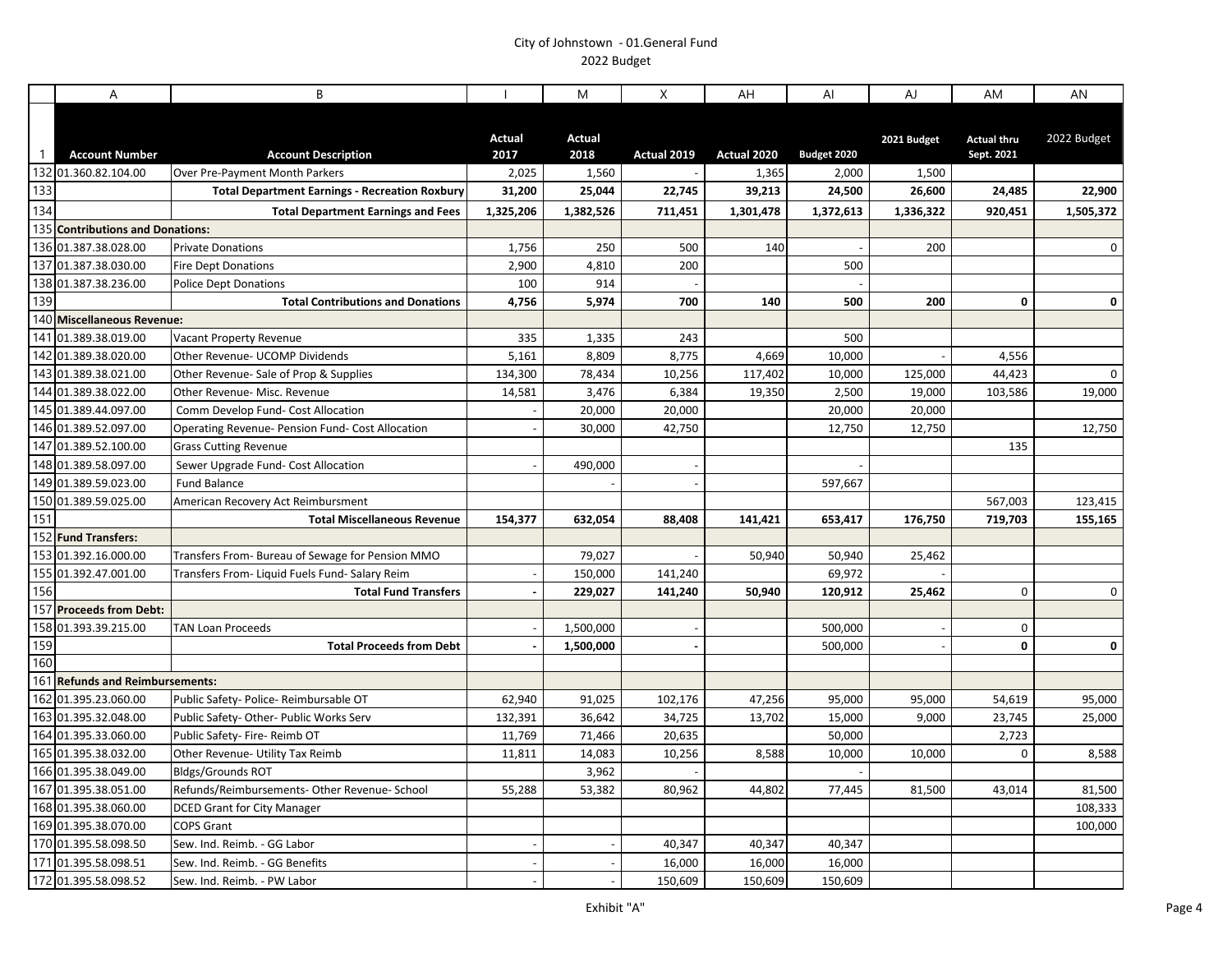City of Johnstown - 01.General Fund
2022 Budget

| | A | B | I | M | X | AH | AI | AJ | AM | AN |
|---|---|---|---|---|---|---|---|---|---|---|
| 1 | Account Number | Account Description | Actual 2017 | Actual 2018 | Actual 2019 | Actual 2020 | Budget 2020 | 2021 Budget | Actual thru Sept. 2021 | 2022 Budget |
| 132 | 01.360.82.104.00 | Over Pre-Payment Month Parkers | 2,025 | 1,560 | - | 1,365 | 2,000 | 1,500 | | |
| 133 | | **Total Department Earnings - Recreation Roxbury** | **31,200** | **25,044** | **22,745** | **39,213** | **24,500** | **26,600** | **24,485** | **22,900** |
| 134 | | **Total Department Earnings and Fees** | **1,325,206** | **1,382,526** | **711,451** | **1,301,478** | **1,372,613** | **1,336,322** | **920,451** | **1,505,372** |
| 135 | **Contributions and Donations:** | | | | | | | | | |
| 136 | 01.387.38.028.00 | Private Donations | 1,756 | 250 | 500 | 140 | - | 200 | | 0 |
| 137 | 01.387.38.030.00 | Fire Dept Donations | 2,900 | 4,810 | 200 | | 500 | | | |
| 138 | 01.387.38.236.00 | Police Dept Donations | 100 | 914 | - | | - | | | |
| 139 | | **Total Contributions and Donations** | **4,756** | **5,974** | **700** | **140** | **500** | **200** | **0** | **0** |
| 140 | **Miscellaneous Revenue:** | | | | | | | | | |
| 141 | 01.389.38.019.00 | Vacant Property Revenue | 335 | 1,335 | 243 | | 500 | | | |
| 142 | 01.389.38.020.00 | Other Revenue- UCOMP Dividends | 5,161 | 8,809 | 8,775 | 4,669 | 10,000 | - | 4,556 | |
| 143 | 01.389.38.021.00 | Other Revenue- Sale of Prop & Supplies | 134,300 | 78,434 | 10,256 | 117,402 | 10,000 | 125,000 | 44,423 | 0 |
| 144 | 01.389.38.022.00 | Other Revenue- Misc. Revenue | 14,581 | 3,476 | 6,384 | 19,350 | 2,500 | 19,000 | 103,586 | 19,000 |
| 145 | 01.389.44.097.00 | Comm Develop Fund- Cost Allocation | - | 20,000 | 20,000 | | 20,000 | 20,000 | | |
| 146 | 01.389.52.097.00 | Operating Revenue- Pension Fund- Cost Allocation | - | 30,000 | 42,750 | | 12,750 | 12,750 | | 12,750 |
| 147 | 01.389.52.100.00 | Grass Cutting Revenue | | | | | | | 135 | |
| 148 | 01.389.58.097.00 | Sewer Upgrade Fund- Cost Allocation | - | 490,000 | - | | - | | | |
| 149 | 01.389.59.023.00 | Fund Balance | | - | - | | 597,667 | | | |
| 150 | 01.389.59.025.00 | American Recovery Act Reimbursment | | | | | | | 567,003 | 123,415 |
| 151 | | **Total Miscellaneous Revenue** | **154,377** | **632,054** | **88,408** | **141,421** | **653,417** | **176,750** | **719,703** | **155,165** |
| 152 | **Fund Transfers:** | | | | | | | | | |
| 153 | 01.392.16.000.00 | Transfers From- Bureau of Sewage for Pension MMO | | 79,027 | - | 50,940 | 50,940 | 25,462 | | |
| 155 | 01.392.47.001.00 | Transfers From- Liquid Fuels Fund- Salary Reim | - | 150,000 | 141,240 | | 69,972 | - | | |
| 156 | | **Total Fund Transfers** | **-** | **229,027** | **141,240** | **50,940** | **120,912** | **25,462** | 0 | 0 |
| 157 | **Proceeds from Debt:** | | | | | | | | | |
| 158 | 01.393.39.215.00 | TAN Loan Proceeds | - | 1,500,000 | - | | 500,000 | - | 0 | |
| 159 | | **Total Proceeds from Debt** | **-** | **1,500,000** | **-** | | 500,000 | - | **0** | **0** |
| 160 | | | | | | | | | | |
| 161 | **Refunds and Reimbursements:** | | | | | | | | | |
| 162 | 01.395.23.060.00 | Public Safety- Police- Reimbursable OT | 62,940 | 91,025 | 102,176 | 47,256 | 95,000 | 95,000 | 54,619 | 95,000 |
| 163 | 01.395.32.048.00 | Public Safety- Other- Public Works Serv | 132,391 | 36,642 | 34,725 | 13,702 | 15,000 | 9,000 | 23,745 | 25,000 |
| 164 | 01.395.33.060.00 | Public Safety- Fire- Reimb OT | 11,769 | 71,466 | 20,635 | | 50,000 | | 2,723 | |
| 165 | 01.395.38.032.00 | Other Revenue- Utility Tax Reimb | 11,811 | 14,083 | 10,256 | 8,588 | 10,000 | 10,000 | 0 | 8,588 |
| 166 | 01.395.38.049.00 | Bldgs/Grounds ROT | | 3,962 | - | | - | | | |
| 167 | 01.395.38.051.00 | Refunds/Reimbursements- Other Revenue- School | 55,288 | 53,382 | 80,962 | 44,802 | 77,445 | 81,500 | 43,014 | 81,500 |
| 168 | 01.395.38.060.00 | DCED Grant for City Manager | | | | | | | | 108,333 |
| 169 | 01.395.38.070.00 | COPS Grant | | | | | | | | 100,000 |
| 170 | 01.395.58.098.50 | Sew. Ind. Reimb. - GG Labor | - | - | 40,347 | 40,347 | 40,347 | | | |
| 171 | 01.395.58.098.51 | Sew. Ind. Reimb. - GG Benefits | - | - | 16,000 | 16,000 | 16,000 | | | |
| 172 | 01.395.58.098.52 | Sew. Ind. Reimb. - PW Labor | - | - | 150,609 | 150,609 | 150,609 | | | |

Exhibit "A"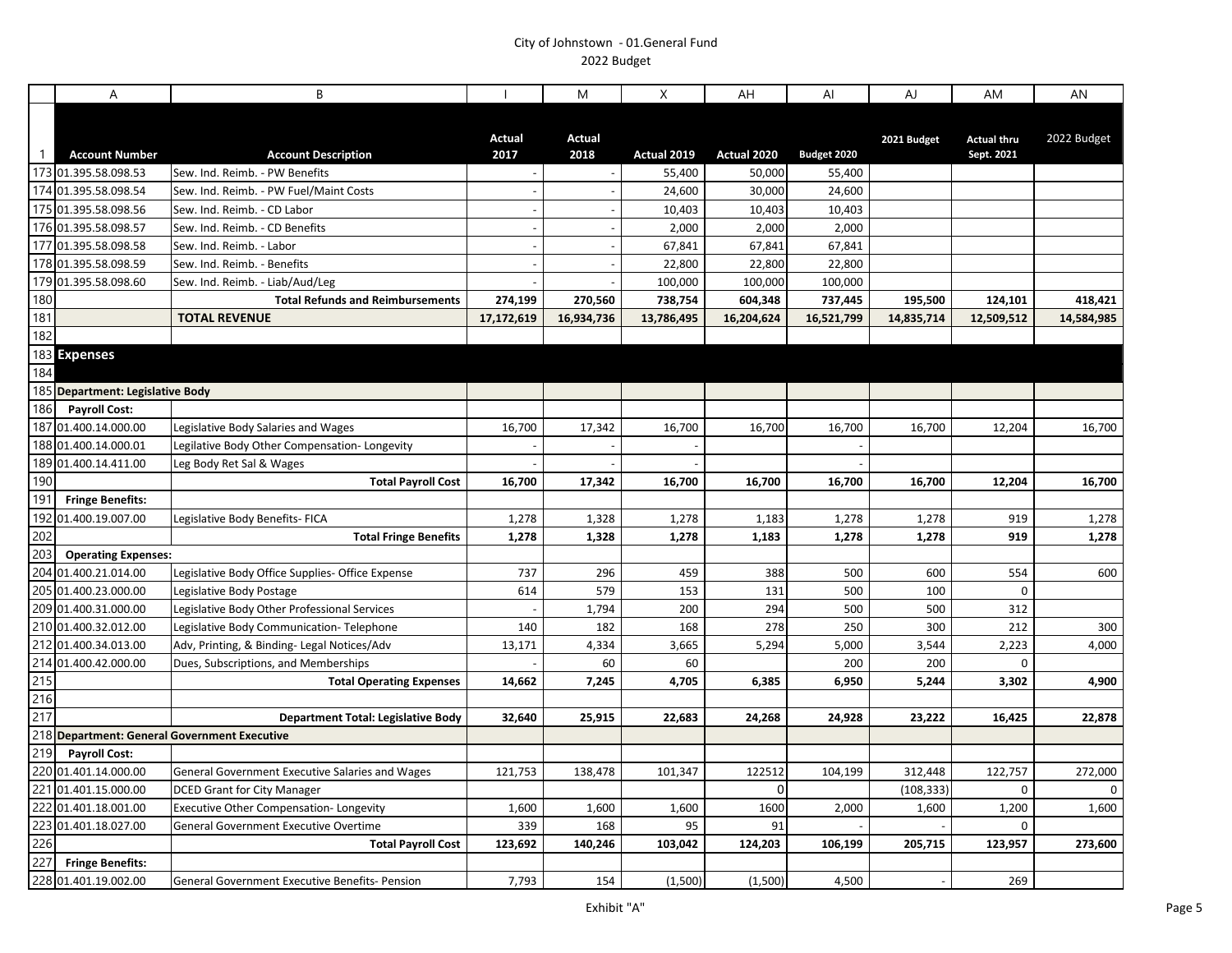City of Johnstown - 01.General Fund
2022 Budget

| | A | B | I | M | X | AH | AI | AJ | AM | AN |
|---|---|---|---|---|---|---|---|---|---|---|
| 1 | **Account Number** | **Account Description** | **Actual 2017** | **Actual 2018** | **Actual 2019** | **Actual 2020** | **Budget 2020** | **2021 Budget** | **Actual thru Sept. 2021** | **2022 Budget** |
| 173 | 01.395.58.098.53 | Sew. Ind. Reimb. - PW Benefits | - | - | 55,400 | 50,000 | 55,400 | | | |
| 174 | 01.395.58.098.54 | Sew. Ind. Reimb. - PW Fuel/Maint Costs | - | - | 24,600 | 30,000 | 24,600 | | | |
| 175 | 01.395.58.098.56 | Sew. Ind. Reimb. - CD Labor | - | - | 10,403 | 10,403 | 10,403 | | | |
| 176 | 01.395.58.098.57 | Sew. Ind. Reimb. - CD Benefits | - | - | 2,000 | 2,000 | 2,000 | | | |
| 177 | 01.395.58.098.58 | Sew. Ind. Reimb. - Labor | - | - | 67,841 | 67,841 | 67,841 | | | |
| 178 | 01.395.58.098.59 | Sew. Ind. Reimb. - Benefits | - | - | 22,800 | 22,800 | 22,800 | | | |
| 179 | 01.395.58.098.60 | Sew. Ind. Reimb. - Liab/Aud/Leg | - | - | 100,000 | 100,000 | 100,000 | | | |
| 180 | | **Total Refunds and Reimbursements** | **274,199** | **270,560** | **738,754** | **604,348** | **737,445** | **195,500** | **124,101** | **418,421** |
| 181 | | **TOTAL REVENUE** | **17,172,619** | **16,934,736** | **13,786,495** | **16,204,624** | **16,521,799** | **14,835,714** | **12,509,512** | **14,584,985** |
| 182 | | | | | | | | | | |
| 183 | **Expenses** | | | | | | | | | |
| 184 | | | | | | | | | | |
| 185 | **Department: Legislative Body** | | | | | | | | | |
| 186 | **Payroll Cost:** | | | | | | | | | |
| 187 | 01.400.14.000.00 | Legislative Body Salaries and Wages | 16,700 | 17,342 | 16,700 | 16,700 | 16,700 | 16,700 | 12,204 | 16,700 |
| 188 | 01.400.14.000.01 | Legilative Body Other Compensation- Longevity | - | - | - | | - | | | |
| 189 | 01.400.14.411.00 | Leg Body Ret Sal & Wages | - | - | - | | - | | | |
| 190 | | **Total Payroll Cost** | **16,700** | **17,342** | **16,700** | **16,700** | **16,700** | **16,700** | **12,204** | **16,700** |
| 191 | **Fringe Benefits:** | | | | | | | | | |
| 192 | 01.400.19.007.00 | Legislative Body Benefits- FICA | 1,278 | 1,328 | 1,278 | 1,183 | 1,278 | 1,278 | 919 | 1,278 |
| 202 | | **Total Fringe Benefits** | **1,278** | **1,328** | **1,278** | **1,183** | **1,278** | **1,278** | **919** | **1,278** |
| 203 | **Operating Expenses:** | | | | | | | | | |
| 204 | 01.400.21.014.00 | Legislative Body Office Supplies- Office Expense | 737 | 296 | 459 | 388 | 500 | 600 | 554 | 600 |
| 205 | 01.400.23.000.00 | Legislative Body Postage | 614 | 579 | 153 | 131 | 500 | 100 | 0 | |
| 209 | 01.400.31.000.00 | Legislative Body Other Professional Services | - | 1,794 | 200 | 294 | 500 | 500 | 312 | |
| 210 | 01.400.32.012.00 | Legislative Body Communication- Telephone | 140 | 182 | 168 | 278 | 250 | 300 | 212 | 300 |
| 212 | 01.400.34.013.00 | Adv, Printing, & Binding- Legal Notices/Adv | 13,171 | 4,334 | 3,665 | 5,294 | 5,000 | 3,544 | 2,223 | 4,000 |
| 214 | 01.400.42.000.00 | Dues, Subscriptions, and Memberships | - | 60 | 60 | | 200 | 200 | 0 | |
| 215 | | **Total Operating Expenses** | **14,662** | **7,245** | **4,705** | **6,385** | **6,950** | **5,244** | **3,302** | **4,900** |
| 216 | | | | | | | | | | |
| 217 | | **Department Total: Legislative Body** | **32,640** | **25,915** | **22,683** | **24,268** | **24,928** | **23,222** | **16,425** | **22,878** |
| 218 | **Department: General Government Executive** | | | | | | | | | |
| 219 | **Payroll Cost:** | | | | | | | | | |
| 220 | 01.401.14.000.00 | General Government Executive Salaries and Wages | 121,753 | 138,478 | 101,347 | 122512 | 104,199 | 312,448 | 122,757 | 272,000 |
| 221 | 01.401.15.000.00 | DCED Grant for City Manager | | | | 0 | | (108,333) | 0 | 0 |
| 222 | 01.401.18.001.00 | Executive Other Compensation- Longevity | 1,600 | 1,600 | 1,600 | 1600 | 2,000 | 1,600 | 1,200 | 1,600 |
| 223 | 01.401.18.027.00 | General Government Executive Overtime | 339 | 168 | 95 | 91 | - | - | 0 | |
| 226 | | **Total Payroll Cost** | **123,692** | **140,246** | **103,042** | **124,203** | **106,199** | **205,715** | **123,957** | **273,600** |
| 227 | **Fringe Benefits:** | | | | | | | | | |
| 228 | 01.401.19.002.00 | General Government Executive Benefits- Pension | 7,793 | 154 | (1,500) | (1,500) | 4,500 | - | 269 | |

Exhibit "A"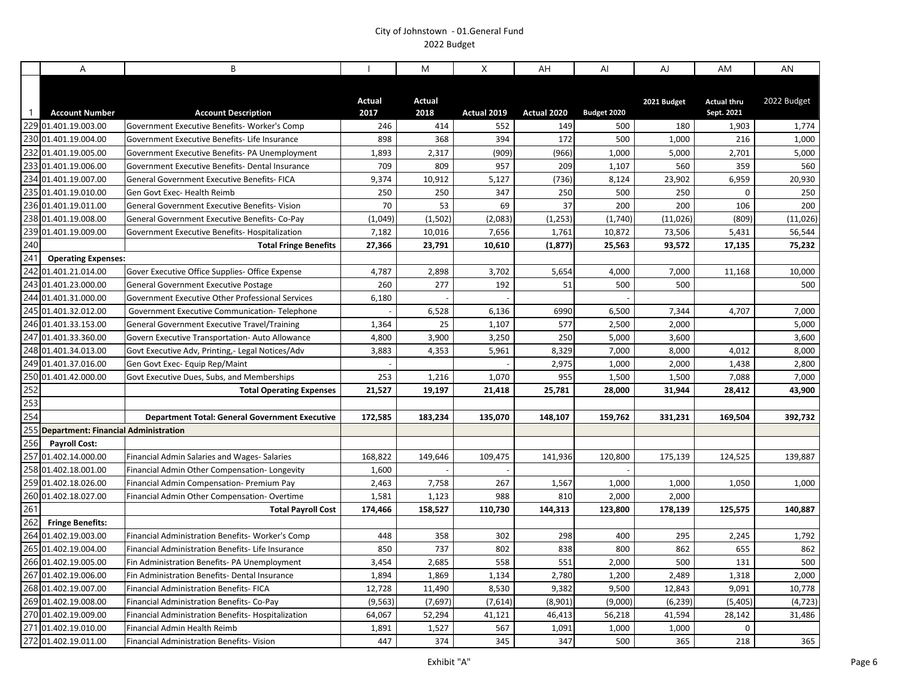City of Johnstown - 01.General Fund
2022 Budget

| | A | B | I | M | X | AH | AI | AJ | AM | AN |
|---|---|---|---|---|---|---|---|---|---|---|
| 1 | **Account Number** | **Account Description** | **Actual 2017** | **Actual 2018** | **Actual 2019** | **Actual 2020** | **Budget 2020** | **2021 Budget** | **Actual thru Sept. 2021** | 2022 Budget |
| 229 | 01.401.19.003.00 | Government Executive Benefits- Worker's Comp | 246 | 414 | 552 | 149 | 500 | 180 | 1,903 | 1,774 |
| 230 | 01.401.19.004.00 | Government Executive Benefits- Life Insurance | 898 | 368 | 394 | 172 | 500 | 1,000 | 216 | 1,000 |
| 232 | 01.401.19.005.00 | Government Executive Benefits- PA Unemployment | 1,893 | 2,317 | (909) | (966) | 1,000 | 5,000 | 2,701 | 5,000 |
| 233 | 01.401.19.006.00 | Government Executive Benefits- Dental Insurance | 709 | 809 | 957 | 209 | 1,107 | 560 | 359 | 560 |
| 234 | 01.401.19.007.00 | General Government Executive Benefits- FICA | 9,374 | 10,912 | 5,127 | (736) | 8,124 | 23,902 | 6,959 | 20,930 |
| 235 | 01.401.19.010.00 | Gen Govt Exec- Health Reimb | 250 | 250 | 347 | 250 | 500 | 250 | 0 | 250 |
| 236 | 01.401.19.011.00 | General Government Executive Benefits- Vision | 70 | 53 | 69 | 37 | 200 | 200 | 106 | 200 |
| 238 | 01.401.19.008.00 | General Government Executive Benefits- Co-Pay | (1,049) | (1,502) | (2,083) | (1,253) | (1,740) | (11,026) | (809) | (11,026) |
| 239 | 01.401.19.009.00 | Government Executive Benefits- Hospitalization | 7,182 | 10,016 | 7,656 | 1,761 | 10,872 | 73,506 | 5,431 | 56,544 |
| 240 | | **Total Fringe Benefits** | **27,366** | **23,791** | **10,610** | **(1,877)** | **25,563** | **93,572** | **17,135** | **75,232** |
| 241 | **Operating Expenses:** | | | | | | | | | |
| 242 | 01.401.21.014.00 | Gover Executive Office Supplies- Office Expense | 4,787 | 2,898 | 3,702 | 5,654 | 4,000 | 7,000 | 11,168 | 10,000 |
| 243 | 01.401.23.000.00 | General Government Executive Postage | 260 | 277 | 192 | 51 | 500 | 500 | | 500 |
| 244 | 01.401.31.000.00 | Government Executive Other Professional Services | 6,180 | - | - | | - | | | |
| 245 | 01.401.32.012.00 | Government Executive Communication- Telephone | - | 6,528 | 6,136 | 6990 | 6,500 | 7,344 | 4,707 | 7,000 |
| 246 | 01.401.33.153.00 | General Government Executive Travel/Training | 1,364 | 25 | 1,107 | 577 | 2,500 | 2,000 | | 5,000 |
| 247 | 01.401.33.360.00 | Govern Executive Transportation- Auto Allowance | 4,800 | 3,900 | 3,250 | 250 | 5,000 | 3,600 | | 3,600 |
| 248 | 01.401.34.013.00 | Govt Executive Adv, Printing,- Legal Notices/Adv | 3,883 | 4,353 | 5,961 | 8,329 | 7,000 | 8,000 | 4,012 | 8,000 |
| 249 | 01.401.37.016.00 | Gen Govt Exec- Equip Rep/Maint | - | | - | 2,975 | 1,000 | 2,000 | 1,438 | 2,800 |
| 250 | 01.401.42.000.00 | Govt Executive Dues, Subs, and Memberships | 253 | 1,216 | 1,070 | 955 | 1,500 | 1,500 | 7,088 | 7,000 |
| 252 | | **Total Operating Expenses** | **21,527** | **19,197** | **21,418** | **25,781** | **28,000** | **31,944** | **28,412** | **43,900** |
| 253 | | | | | | | | | | |
| 254 | | **Department Total: General Government Executive** | **172,585** | **183,234** | **135,070** | **148,107** | **159,762** | **331,231** | **169,504** | **392,732** |
| 255 | **Department: Financial Administration** | | | | | | | | | |
| 256 | **Payroll Cost:** | | | | | | | | | |
| 257 | 01.402.14.000.00 | Financial Admin Salaries and Wages- Salaries | 168,822 | 149,646 | 109,475 | 141,936 | 120,800 | 175,139 | 124,525 | 139,887 |
| 258 | 01.402.18.001.00 | Financial Admin Other Compensation- Longevity | 1,600 | - | - | | - | | | |
| 259 | 01.402.18.026.00 | Financial Admin Compensation- Premium Pay | 2,463 | 7,758 | 267 | 1,567 | 1,000 | 1,000 | 1,050 | 1,000 |
| 260 | 01.402.18.027.00 | Financial Admin Other Compensation- Overtime | 1,581 | 1,123 | 988 | 810 | 2,000 | 2,000 | | |
| 261 | | **Total Payroll Cost** | **174,466** | **158,527** | **110,730** | **144,313** | **123,800** | **178,139** | **125,575** | **140,887** |
| 262 | **Fringe Benefits:** | | | | | | | | | |
| 264 | 01.402.19.003.00 | Financial Administration Benefits- Worker's Comp | 448 | 358 | 302 | 298 | 400 | 295 | 2,245 | 1,792 |
| 265 | 01.402.19.004.00 | Financial Administration Benefits- Life Insurance | 850 | 737 | 802 | 838 | 800 | 862 | 655 | 862 |
| 266 | 01.402.19.005.00 | Fin Administration Benefits- PA Unemployment | 3,454 | 2,685 | 558 | 551 | 2,000 | 500 | 131 | 500 |
| 267 | 01.402.19.006.00 | Fin Administration Benefits- Dental Insurance | 1,894 | 1,869 | 1,134 | 2,780 | 1,200 | 2,489 | 1,318 | 2,000 |
| 268 | 01.402.19.007.00 | Financial Administration Benefits- FICA | 12,728 | 11,490 | 8,530 | 9,382 | 9,500 | 12,843 | 9,091 | 10,778 |
| 269 | 01.402.19.008.00 | Financial Administration Benefits- Co-Pay | (9,563) | (7,697) | (7,614) | (8,901) | (9,000) | (6,239) | (5,405) | (4,723) |
| 270 | 01.402.19.009.00 | Financial Administration Benefits- Hospitalization | 64,067 | 52,294 | 41,121 | 46,413 | 56,218 | 41,594 | 28,142 | 31,486 |
| 271 | 01.402.19.010.00 | Financial Admin Health Reimb | 1,891 | 1,527 | 567 | 1,091 | 1,000 | 1,000 | 0 | |
| 272 | 01.402.19.011.00 | Financial Administration Benefits- Vision | 447 | 374 | 345 | 347 | 500 | 365 | 218 | 365 |

Exhibit "A"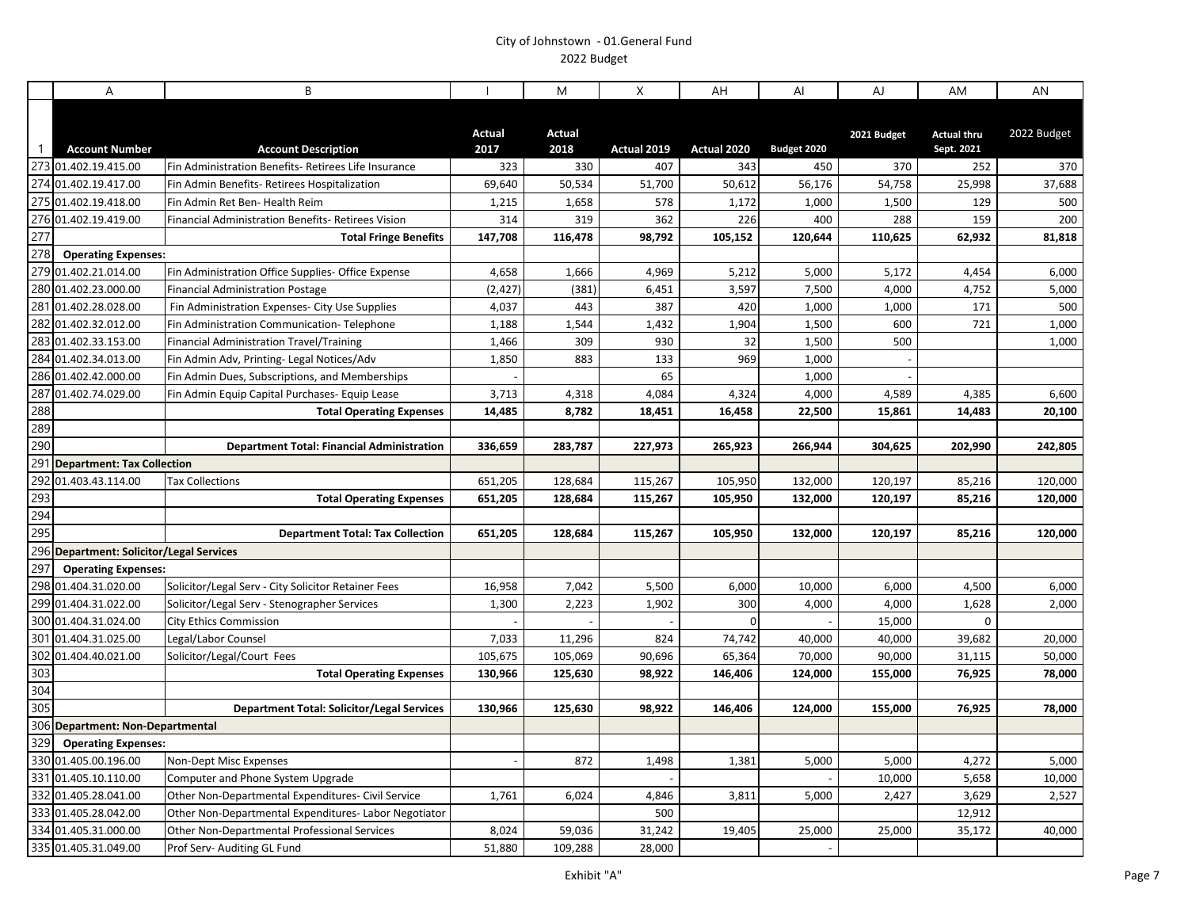City of Johnstown - 01.General Fund
2022 Budget

| | A | B | I | M | X | AH | AI | AJ | AM | AN |
|---|---|---|---|---|---|---|---|---|---|---|
| 1 | Account Number | Account Description | Actual 2017 | Actual 2018 | Actual 2019 | Actual 2020 | Budget 2020 | 2021 Budget | Actual thru Sept. 2021 | 2022 Budget |
| 273 | 01.402.19.415.00 | Fin Administration Benefits- Retirees Life Insurance | 323 | 330 | 407 | 343 | 450 | 370 | 252 | 370 |
| 274 | 01.402.19.417.00 | Fin Admin Benefits- Retirees Hospitalization | 69,640 | 50,534 | 51,700 | 50,612 | 56,176 | 54,758 | 25,998 | 37,688 |
| 275 | 01.402.19.418.00 | Fin Admin Ret Ben- Health Reim | 1,215 | 1,658 | 578 | 1,172 | 1,000 | 1,500 | 129 | 500 |
| 276 | 01.402.19.419.00 | Financial Administration Benefits- Retirees Vision | 314 | 319 | 362 | 226 | 400 | 288 | 159 | 200 |
| 277 | | **Total Fringe Benefits** | **147,708** | **116,478** | **98,792** | **105,152** | **120,644** | **110,625** | **62,932** | **81,818** |
| 278 | **Operating Expenses:** | | | | | | | | | |
| 279 | 01.402.21.014.00 | Fin Administration Office Supplies- Office Expense | 4,658 | 1,666 | 4,969 | 5,212 | 5,000 | 5,172 | 4,454 | 6,000 |
| 280 | 01.402.23.000.00 | Financial Administration Postage | (2,427) | (381) | 6,451 | 3,597 | 7,500 | 4,000 | 4,752 | 5,000 |
| 281 | 01.402.28.028.00 | Fin Administration Expenses- City Use Supplies | 4,037 | 443 | 387 | 420 | 1,000 | 1,000 | 171 | 500 |
| 282 | 01.402.32.012.00 | Fin Administration Communication- Telephone | 1,188 | 1,544 | 1,432 | 1,904 | 1,500 | 600 | 721 | 1,000 |
| 283 | 01.402.33.153.00 | Financial Administration Travel/Training | 1,466 | 309 | 930 | 32 | 1,500 | 500 | | 1,000 |
| 284 | 01.402.34.013.00 | Fin Admin Adv, Printing- Legal Notices/Adv | 1,850 | 883 | 133 | 969 | 1,000 | - | | |
| 286 | 01.402.42.000.00 | Fin Admin Dues, Subscriptions, and Memberships | - | | 65 | | 1,000 | - | | |
| 287 | 01.402.74.029.00 | Fin Admin Equip Capital Purchases- Equip Lease | 3,713 | 4,318 | 4,084 | 4,324 | 4,000 | 4,589 | 4,385 | 6,600 |
| 288 | | **Total Operating Expenses** | **14,485** | **8,782** | **18,451** | **16,458** | **22,500** | **15,861** | **14,483** | **20,100** |
| 289 | | | | | | | | | | |
| 290 | | **Department Total: Financial Administration** | **336,659** | **283,787** | **227,973** | **265,923** | **266,944** | **304,625** | **202,990** | **242,805** |
| 291 | **Department: Tax Collection** | | | | | | | | | |
| 292 | 01.403.43.114.00 | Tax Collections | 651,205 | 128,684 | 115,267 | 105,950 | 132,000 | 120,197 | 85,216 | 120,000 |
| 293 | | **Total Operating Expenses** | **651,205** | **128,684** | **115,267** | **105,950** | **132,000** | **120,197** | **85,216** | **120,000** |
| 294 | | | | | | | | | | |
| 295 | | **Department Total: Tax Collection** | **651,205** | **128,684** | **115,267** | **105,950** | **132,000** | **120,197** | **85,216** | **120,000** |
| 296 | **Department: Solicitor/Legal Services** | | | | | | | | | |
| 297 | **Operating Expenses:** | | | | | | | | | |
| 298 | 01.404.31.020.00 | Solicitor/Legal Serv - City Solicitor Retainer Fees | 16,958 | 7,042 | 5,500 | 6,000 | 10,000 | 6,000 | 4,500 | 6,000 |
| 299 | 01.404.31.022.00 | Solicitor/Legal Serv - Stenographer Services | 1,300 | 2,223 | 1,902 | 300 | 4,000 | 4,000 | 1,628 | 2,000 |
| 300 | 01.404.31.024.00 | City Ethics Commission | - | - | - | 0 | - | 15,000 | 0 | |
| 301 | 01.404.31.025.00 | Legal/Labor Counsel | 7,033 | 11,296 | 824 | 74,742 | 40,000 | 40,000 | 39,682 | 20,000 |
| 302 | 01.404.40.021.00 | Solicitor/Legal/Court Fees | 105,675 | 105,069 | 90,696 | 65,364 | 70,000 | 90,000 | 31,115 | 50,000 |
| 303 | | **Total Operating Expenses** | **130,966** | **125,630** | **98,922** | **146,406** | **124,000** | **155,000** | **76,925** | **78,000** |
| 304 | | | | | | | | | | |
| 305 | | **Department Total: Solicitor/Legal Services** | **130,966** | **125,630** | **98,922** | **146,406** | **124,000** | **155,000** | **76,925** | **78,000** |
| 306 | **Department: Non-Departmental** | | | | | | | | | |
| 329 | **Operating Expenses:** | | | | | | | | | |
| 330 | 01.405.00.196.00 | Non-Dept Misc Expenses | - | 872 | 1,498 | 1,381 | 5,000 | 5,000 | 4,272 | 5,000 |
| 331 | 01.405.10.110.00 | Computer and Phone System Upgrade | | | - | | - | 10,000 | 5,658 | 10,000 |
| 332 | 01.405.28.041.00 | Other Non-Departmental Expenditures- Civil Service | 1,761 | 6,024 | 4,846 | 3,811 | 5,000 | 2,427 | 3,629 | 2,527 |
| 333 | 01.405.28.042.00 | Other Non-Departmental Expenditures- Labor Negotiator | | | 500 | | | | 12,912 | |
| 334 | 01.405.31.000.00 | Other Non-Departmental Professional Services | 8,024 | 59,036 | 31,242 | 19,405 | 25,000 | 25,000 | 35,172 | 40,000 |
| 335 | 01.405.31.049.00 | Prof Serv- Auditing GL Fund | 51,880 | 109,288 | 28,000 | | - | | | |

Exhibit "A"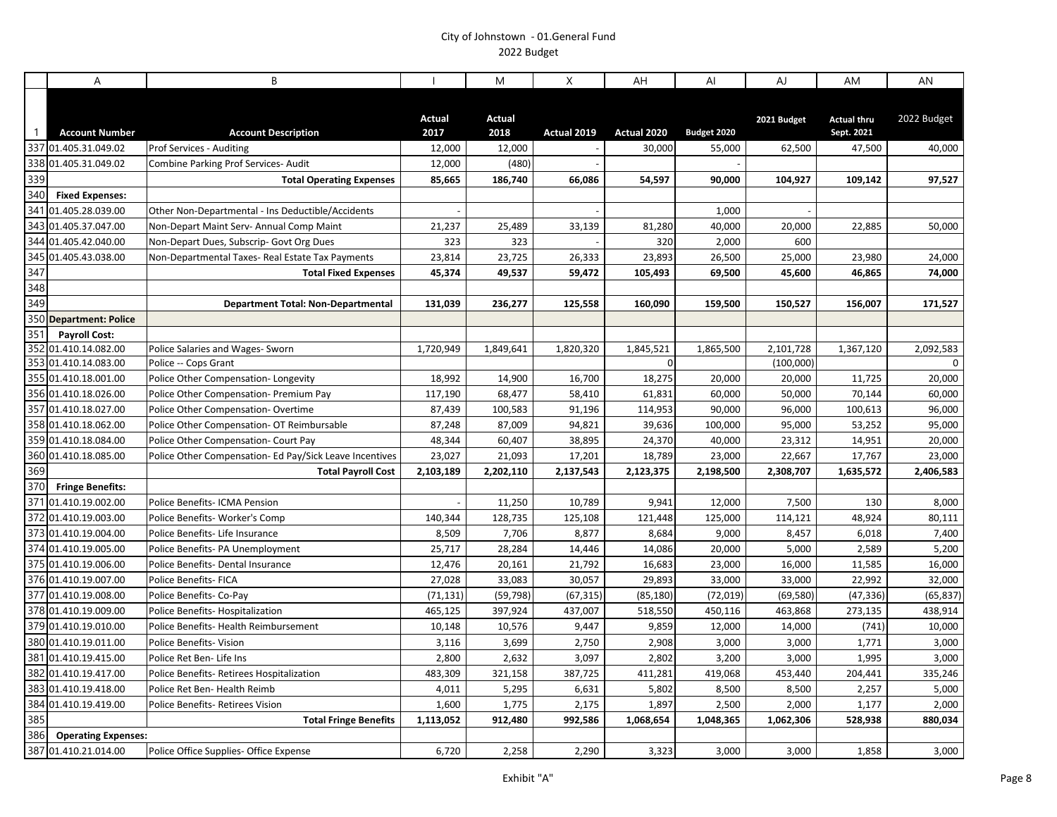City of Johnstown - 01.General Fund
2022 Budget

| | A | B | I | M | X | AH | AI | AJ | AM | AN |
|---|---|---|---|---|---|---|---|---|---|---|
| 1 | **Account Number** | **Account Description** | **Actual 2017** | **Actual 2018** | **Actual 2019** | **Actual 2020** | **Budget 2020** | **2021 Budget** | **Actual thru Sept. 2021** | 2022 Budget |
| 337 | 01.405.31.049.02 | Prof Services - Auditing | 12,000 | 12,000 | - | 30,000 | 55,000 | 62,500 | 47,500 | 40,000 |
| 338 | 01.405.31.049.02 | Combine Parking Prof Services- Audit | 12,000 | (480) | - | | - | | | |
| 339 | | **Total Operating Expenses** | **85,665** | **186,740** | **66,086** | **54,597** | **90,000** | **104,927** | **109,142** | **97,527** |
| 340 | **Fixed Expenses:** | | | | | | | | | |
| 341 | 01.405.28.039.00 | Other Non-Departmental - Ins Deductible/Accidents | - | | - | | 1,000 | - | | |
| 343 | 01.405.37.047.00 | Non-Depart Maint Serv- Annual Comp Maint | 21,237 | 25,489 | 33,139 | 81,280 | 40,000 | 20,000 | 22,885 | 50,000 |
| 344 | 01.405.42.040.00 | Non-Depart Dues, Subscrip- Govt Org Dues | 323 | 323 | - | 320 | 2,000 | 600 | | |
| 345 | 01.405.43.038.00 | Non-Departmental Taxes- Real Estate Tax Payments | 23,814 | 23,725 | 26,333 | 23,893 | 26,500 | 25,000 | 23,980 | 24,000 |
| 347 | | **Total Fixed Expenses** | **45,374** | **49,537** | **59,472** | **105,493** | **69,500** | **45,600** | **46,865** | **74,000** |
| 348 | | | | | | | | | | |
| 349 | | **Department Total: Non-Departmental** | **131,039** | **236,277** | **125,558** | **160,090** | **159,500** | **150,527** | **156,007** | **171,527** |
| 350 | **Department: Police** | | | | | | | | | |
| 351 | **Payroll Cost:** | | | | | | | | | |
| 352 | 01.410.14.082.00 | Police Salaries and Wages- Sworn | 1,720,949 | 1,849,641 | 1,820,320 | 1,845,521 | 1,865,500 | 2,101,728 | 1,367,120 | 2,092,583 |
| 353 | 01.410.14.083.00 | Police -- Cops Grant | | | | 0 | | (100,000) | | 0 |
| 355 | 01.410.18.001.00 | Police Other Compensation- Longevity | 18,992 | 14,900 | 16,700 | 18,275 | 20,000 | 20,000 | 11,725 | 20,000 |
| 356 | 01.410.18.026.00 | Police Other Compensation- Premium Pay | 117,190 | 68,477 | 58,410 | 61,831 | 60,000 | 50,000 | 70,144 | 60,000 |
| 357 | 01.410.18.027.00 | Police Other Compensation- Overtime | 87,439 | 100,583 | 91,196 | 114,953 | 90,000 | 96,000 | 100,613 | 96,000 |
| 358 | 01.410.18.062.00 | Police Other Compensation- OT Reimbursable | 87,248 | 87,009 | 94,821 | 39,636 | 100,000 | 95,000 | 53,252 | 95,000 |
| 359 | 01.410.18.084.00 | Police Other Compensation- Court Pay | 48,344 | 60,407 | 38,895 | 24,370 | 40,000 | 23,312 | 14,951 | 20,000 |
| 360 | 01.410.18.085.00 | Police Other Compensation- Ed Pay/Sick Leave Incentives | 23,027 | 21,093 | 17,201 | 18,789 | 23,000 | 22,667 | 17,767 | 23,000 |
| 369 | | **Total Payroll Cost** | **2,103,189** | **2,202,110** | **2,137,543** | **2,123,375** | **2,198,500** | **2,308,707** | **1,635,572** | **2,406,583** |
| 370 | **Fringe Benefits:** | | | | | | | | | |
| 371 | 01.410.19.002.00 | Police Benefits- ICMA Pension | - | 11,250 | 10,789 | 9,941 | 12,000 | 7,500 | 130 | 8,000 |
| 372 | 01.410.19.003.00 | Police Benefits- Worker's Comp | 140,344 | 128,735 | 125,108 | 121,448 | 125,000 | 114,121 | 48,924 | 80,111 |
| 373 | 01.410.19.004.00 | Police Benefits- Life Insurance | 8,509 | 7,706 | 8,877 | 8,684 | 9,000 | 8,457 | 6,018 | 7,400 |
| 374 | 01.410.19.005.00 | Police Benefits- PA Unemployment | 25,717 | 28,284 | 14,446 | 14,086 | 20,000 | 5,000 | 2,589 | 5,200 |
| 375 | 01.410.19.006.00 | Police Benefits- Dental Insurance | 12,476 | 20,161 | 21,792 | 16,683 | 23,000 | 16,000 | 11,585 | 16,000 |
| 376 | 01.410.19.007.00 | Police Benefits- FICA | 27,028 | 33,083 | 30,057 | 29,893 | 33,000 | 33,000 | 22,992 | 32,000 |
| 377 | 01.410.19.008.00 | Police Benefits- Co-Pay | (71,131) | (59,798) | (67,315) | (85,180) | (72,019) | (69,580) | (47,336) | (65,837) |
| 378 | 01.410.19.009.00 | Police Benefits- Hospitalization | 465,125 | 397,924 | 437,007 | 518,550 | 450,116 | 463,868 | 273,135 | 438,914 |
| 379 | 01.410.19.010.00 | Police Benefits- Health Reimbursement | 10,148 | 10,576 | 9,447 | 9,859 | 12,000 | 14,000 | (741) | 10,000 |
| 380 | 01.410.19.011.00 | Police Benefits- Vision | 3,116 | 3,699 | 2,750 | 2,908 | 3,000 | 3,000 | 1,771 | 3,000 |
| 381 | 01.410.19.415.00 | Police Ret Ben- Life Ins | 2,800 | 2,632 | 3,097 | 2,802 | 3,200 | 3,000 | 1,995 | 3,000 |
| 382 | 01.410.19.417.00 | Police Benefits- Retirees Hospitalization | 483,309 | 321,158 | 387,725 | 411,281 | 419,068 | 453,440 | 204,441 | 335,246 |
| 383 | 01.410.19.418.00 | Police Ret Ben- Health Reimb | 4,011 | 5,295 | 6,631 | 5,802 | 8,500 | 8,500 | 2,257 | 5,000 |
| 384 | 01.410.19.419.00 | Police Benefits- Retirees Vision | 1,600 | 1,775 | 2,175 | 1,897 | 2,500 | 2,000 | 1,177 | 2,000 |
| 385 | | **Total Fringe Benefits** | **1,113,052** | **912,480** | **992,586** | **1,068,654** | **1,048,365** | **1,062,306** | **528,938** | **880,034** |
| 386 | **Operating Expenses:** | | | | | | | | | |
| 387 | 01.410.21.014.00 | Police Office Supplies- Office Expense | 6,720 | 2,258 | 2,290 | 3,323 | 3,000 | 3,000 | 1,858 | 3,000 |

Exhibit "A"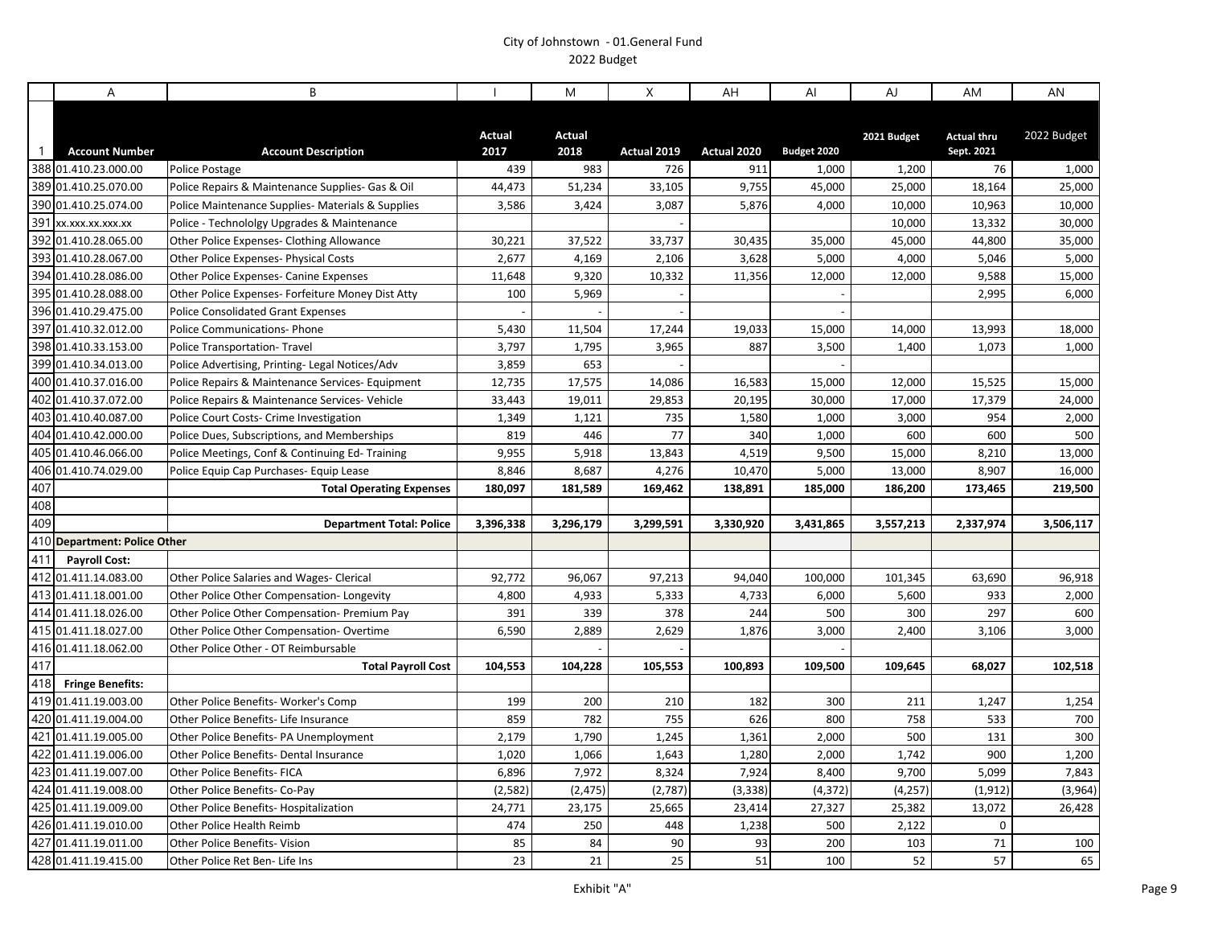City of Johnstown - 01.General Fund
2022 Budget

| | A | B | I | M | X | AH | AI | AJ | AM | AN |
|---|---|---|---|---|---|---|---|---|---|---|
| 1 | **Account Number** | **Account Description** | **Actual 2017** | **Actual 2018** | **Actual 2019** | **Actual 2020** | **Budget 2020** | **2021 Budget** | **Actual thru Sept. 2021** | 2022 Budget |
| 388 | 01.410.23.000.00 | Police Postage | 439 | 983 | 726 | 911 | 1,000 | 1,200 | 76 | 1,000 |
| 389 | 01.410.25.070.00 | Police Repairs & Maintenance Supplies- Gas & Oil | 44,473 | 51,234 | 33,105 | 9,755 | 45,000 | 25,000 | 18,164 | 25,000 |
| 390 | 01.410.25.074.00 | Police Maintenance Supplies- Materials & Supplies | 3,586 | 3,424 | 3,087 | 5,876 | 4,000 | 10,000 | 10,963 | 10,000 |
| 391 | xx.xxx.xx.xxx.xx | Police - Technololgy Upgrades & Maintenance | | | - | | | 10,000 | 13,332 | 30,000 |
| 392 | 01.410.28.065.00 | Other Police Expenses- Clothing Allowance | 30,221 | 37,522 | 33,737 | 30,435 | 35,000 | 45,000 | 44,800 | 35,000 |
| 393 | 01.410.28.067.00 | Other Police Expenses- Physical Costs | 2,677 | 4,169 | 2,106 | 3,628 | 5,000 | 4,000 | 5,046 | 5,000 |
| 394 | 01.410.28.086.00 | Other Police Expenses- Canine Expenses | 11,648 | 9,320 | 10,332 | 11,356 | 12,000 | 12,000 | 9,588 | 15,000 |
| 395 | 01.410.28.088.00 | Other Police Expenses- Forfeiture Money Dist Atty | 100 | 5,969 | - | | - | | 2,995 | 6,000 |
| 396 | 01.410.29.475.00 | Police Consolidated Grant Expenses | - | - | - | | - | | | |
| 397 | 01.410.32.012.00 | Police Communications- Phone | 5,430 | 11,504 | 17,244 | 19,033 | 15,000 | 14,000 | 13,993 | 18,000 |
| 398 | 01.410.33.153.00 | Police Transportation- Travel | 3,797 | 1,795 | 3,965 | 887 | 3,500 | 1,400 | 1,073 | 1,000 |
| 399 | 01.410.34.013.00 | Police Advertising, Printing- Legal Notices/Adv | 3,859 | 653 | - | | - | | | |
| 400 | 01.410.37.016.00 | Police Repairs & Maintenance Services- Equipment | 12,735 | 17,575 | 14,086 | 16,583 | 15,000 | 12,000 | 15,525 | 15,000 |
| 402 | 01.410.37.072.00 | Police Repairs & Maintenance Services- Vehicle | 33,443 | 19,011 | 29,853 | 20,195 | 30,000 | 17,000 | 17,379 | 24,000 |
| 403 | 01.410.40.087.00 | Police Court Costs- Crime Investigation | 1,349 | 1,121 | 735 | 1,580 | 1,000 | 3,000 | 954 | 2,000 |
| 404 | 01.410.42.000.00 | Police Dues, Subscriptions, and Memberships | 819 | 446 | 77 | 340 | 1,000 | 600 | 600 | 500 |
| 405 | 01.410.46.066.00 | Police Meetings, Conf & Continuing Ed- Training | 9,955 | 5,918 | 13,843 | 4,519 | 9,500 | 15,000 | 8,210 | 13,000 |
| 406 | 01.410.74.029.00 | Police Equip Cap Purchases- Equip Lease | 8,846 | 8,687 | 4,276 | 10,470 | 5,000 | 13,000 | 8,907 | 16,000 |
| 407 | | **Total Operating Expenses** | **180,097** | **181,589** | **169,462** | **138,891** | **185,000** | **186,200** | **173,465** | **219,500** |
| 408 | | | | | | | | | | |
| 409 | | **Department Total: Police** | **3,396,338** | **3,296,179** | **3,299,591** | **3,330,920** | **3,431,865** | **3,557,213** | **2,337,974** | **3,506,117** |
| 410 | **Department: Police Other** | | | | | | | | | |
| 411 | **Payroll Cost:** | | | | | | | | | |
| 412 | 01.411.14.083.00 | Other Police Salaries and Wages- Clerical | 92,772 | 96,067 | 97,213 | 94,040 | 100,000 | 101,345 | 63,690 | 96,918 |
| 413 | 01.411.18.001.00 | Other Police Other Compensation- Longevity | 4,800 | 4,933 | 5,333 | 4,733 | 6,000 | 5,600 | 933 | 2,000 |
| 414 | 01.411.18.026.00 | Other Police Other Compensation- Premium Pay | 391 | 339 | 378 | 244 | 500 | 300 | 297 | 600 |
| 415 | 01.411.18.027.00 | Other Police Other Compensation- Overtime | 6,590 | 2,889 | 2,629 | 1,876 | 3,000 | 2,400 | 3,106 | 3,000 |
| 416 | 01.411.18.062.00 | Other Police Other - OT Reimbursable | | - | - | | - | | | |
| 417 | | **Total Payroll Cost** | **104,553** | **104,228** | **105,553** | **100,893** | **109,500** | **109,645** | **68,027** | **102,518** |
| 418 | **Fringe Benefits:** | | | | | | | | | |
| 419 | 01.411.19.003.00 | Other Police Benefits- Worker's Comp | 199 | 200 | 210 | 182 | 300 | 211 | 1,247 | 1,254 |
| 420 | 01.411.19.004.00 | Other Police Benefits- Life Insurance | 859 | 782 | 755 | 626 | 800 | 758 | 533 | 700 |
| 421 | 01.411.19.005.00 | Other Police Benefits- PA Unemployment | 2,179 | 1,790 | 1,245 | 1,361 | 2,000 | 500 | 131 | 300 |
| 422 | 01.411.19.006.00 | Other Police Benefits- Dental Insurance | 1,020 | 1,066 | 1,643 | 1,280 | 2,000 | 1,742 | 900 | 1,200 |
| 423 | 01.411.19.007.00 | Other Police Benefits- FICA | 6,896 | 7,972 | 8,324 | 7,924 | 8,400 | 9,700 | 5,099 | 7,843 |
| 424 | 01.411.19.008.00 | Other Police Benefits- Co-Pay | (2,582) | (2,475) | (2,787) | (3,338) | (4,372) | (4,257) | (1,912) | (3,964) |
| 425 | 01.411.19.009.00 | Other Police Benefits- Hospitalization | 24,771 | 23,175 | 25,665 | 23,414 | 27,327 | 25,382 | 13,072 | 26,428 |
| 426 | 01.411.19.010.00 | Other Police Health Reimb | 474 | 250 | 448 | 1,238 | 500 | 2,122 | 0 | |
| 427 | 01.411.19.011.00 | Other Police Benefits- Vision | 85 | 84 | 90 | 93 | 200 | 103 | 71 | 100 |
| 428 | 01.411.19.415.00 | Other Police Ret Ben- Life Ins | 23 | 21 | 25 | 51 | 100 | 52 | 57 | 65 |

Exhibit "A"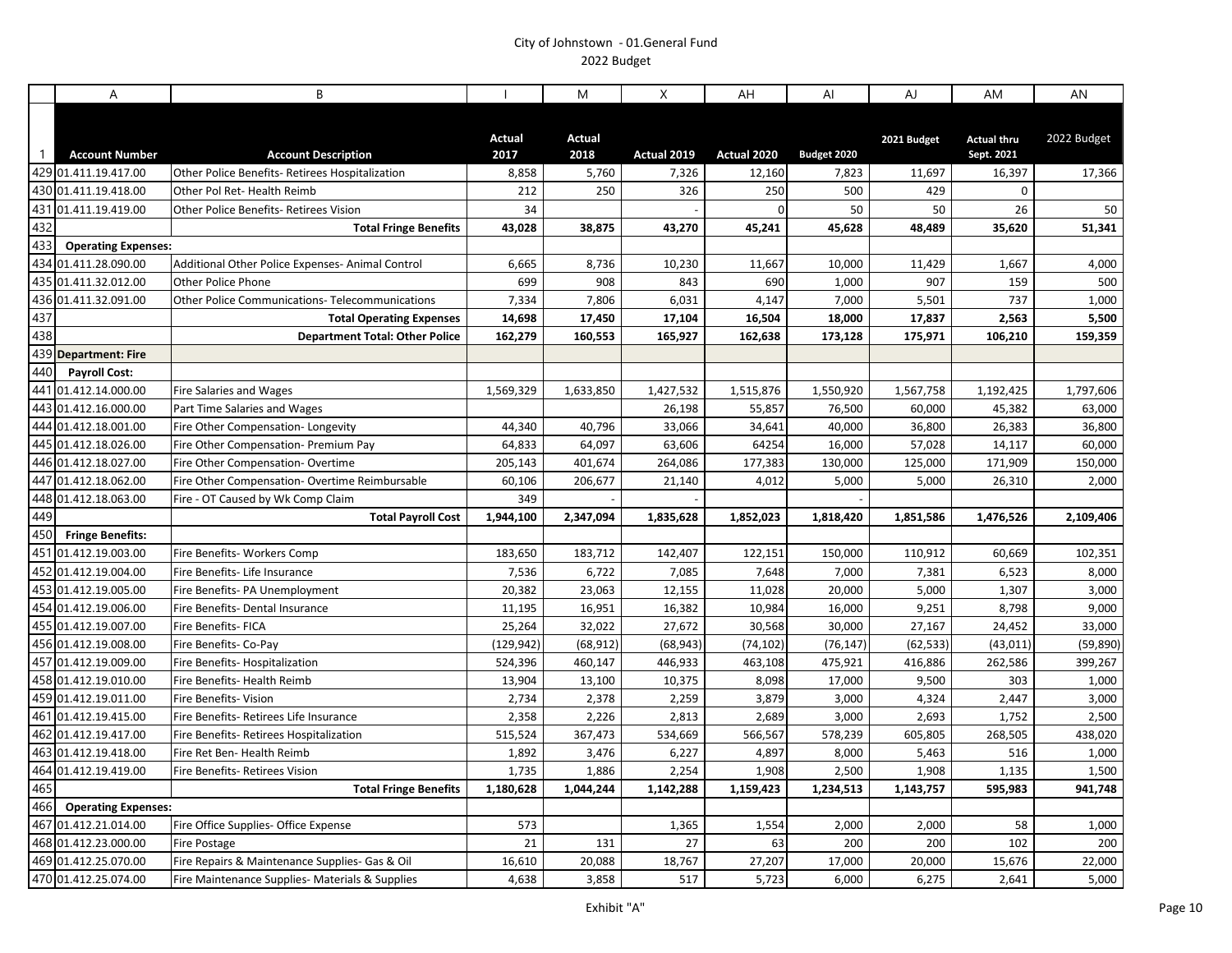City of Johnstown - 01.General Fund
2022 Budget

| | A | B | I | M | X | AH | AI | AJ | AM | AN |
|---|---|---|---|---|---|---|---|---|---|---|
| 1 | **Account Number** | **Account Description** | **Actual 2017** | **Actual 2018** | **Actual 2019** | **Actual 2020** | **Budget 2020** | **2021 Budget** | **Actual thru Sept. 2021** | **2022 Budget** |
| 429 | 01.411.19.417.00 | Other Police Benefits- Retirees Hospitalization | 8,858 | 5,760 | 7,326 | 12,160 | 7,823 | 11,697 | 16,397 | 17,366 |
| 430 | 01.411.19.418.00 | Other Pol Ret- Health Reimb | 212 | 250 | 326 | 250 | 500 | 429 | 0 | |
| 431 | 01.411.19.419.00 | Other Police Benefits- Retirees Vision | 34 | | - | 0 | 50 | 50 | 26 | 50 |
| 432 | | **Total Fringe Benefits** | **43,028** | **38,875** | **43,270** | **45,241** | **45,628** | **48,489** | **35,620** | **51,341** |
| 433 | **Operating Expenses:** | | | | | | | | | |
| 434 | 01.411.28.090.00 | Additional Other Police Expenses- Animal Control | 6,665 | 8,736 | 10,230 | 11,667 | 10,000 | 11,429 | 1,667 | 4,000 |
| 435 | 01.411.32.012.00 | Other Police Phone | 699 | 908 | 843 | 690 | 1,000 | 907 | 159 | 500 |
| 436 | 01.411.32.091.00 | Other Police Communications- Telecommunications | 7,334 | 7,806 | 6,031 | 4,147 | 7,000 | 5,501 | 737 | 1,000 |
| 437 | | **Total Operating Expenses** | **14,698** | **17,450** | **17,104** | **16,504** | **18,000** | **17,837** | **2,563** | **5,500** |
| 438 | | **Department Total: Other Police** | **162,279** | **160,553** | **165,927** | **162,638** | **173,128** | **175,971** | **106,210** | **159,359** |
| 439 | **Department: Fire** | | | | | | | | | |
| 440 | **Payroll Cost:** | | | | | | | | | |
| 441 | 01.412.14.000.00 | Fire Salaries and Wages | 1,569,329 | 1,633,850 | 1,427,532 | 1,515,876 | 1,550,920 | 1,567,758 | 1,192,425 | 1,797,606 |
| 443 | 01.412.16.000.00 | Part Time Salaries and Wages | | | 26,198 | 55,857 | 76,500 | 60,000 | 45,382 | 63,000 |
| 444 | 01.412.18.001.00 | Fire Other Compensation- Longevity | 44,340 | 40,796 | 33,066 | 34,641 | 40,000 | 36,800 | 26,383 | 36,800 |
| 445 | 01.412.18.026.00 | Fire Other Compensation- Premium Pay | 64,833 | 64,097 | 63,606 | 64254 | 16,000 | 57,028 | 14,117 | 60,000 |
| 446 | 01.412.18.027.00 | Fire Other Compensation- Overtime | 205,143 | 401,674 | 264,086 | 177,383 | 130,000 | 125,000 | 171,909 | 150,000 |
| 447 | 01.412.18.062.00 | Fire Other Compensation- Overtime Reimbursable | 60,106 | 206,677 | 21,140 | 4,012 | 5,000 | 5,000 | 26,310 | 2,000 |
| 448 | 01.412.18.063.00 | Fire - OT Caused by Wk Comp Claim | 349 | - | - | | - | | | |
| 449 | | **Total Payroll Cost** | **1,944,100** | **2,347,094** | **1,835,628** | **1,852,023** | **1,818,420** | **1,851,586** | **1,476,526** | **2,109,406** |
| 450 | **Fringe Benefits:** | | | | | | | | | |
| 451 | 01.412.19.003.00 | Fire Benefits- Workers Comp | 183,650 | 183,712 | 142,407 | 122,151 | 150,000 | 110,912 | 60,669 | 102,351 |
| 452 | 01.412.19.004.00 | Fire Benefits- Life Insurance | 7,536 | 6,722 | 7,085 | 7,648 | 7,000 | 7,381 | 6,523 | 8,000 |
| 453 | 01.412.19.005.00 | Fire Benefits- PA Unemployment | 20,382 | 23,063 | 12,155 | 11,028 | 20,000 | 5,000 | 1,307 | 3,000 |
| 454 | 01.412.19.006.00 | Fire Benefits- Dental Insurance | 11,195 | 16,951 | 16,382 | 10,984 | 16,000 | 9,251 | 8,798 | 9,000 |
| 455 | 01.412.19.007.00 | Fire Benefits- FICA | 25,264 | 32,022 | 27,672 | 30,568 | 30,000 | 27,167 | 24,452 | 33,000 |
| 456 | 01.412.19.008.00 | Fire Benefits- Co-Pay | (129,942) | (68,912) | (68,943) | (74,102) | (76,147) | (62,533) | (43,011) | (59,890) |
| 457 | 01.412.19.009.00 | Fire Benefits- Hospitalization | 524,396 | 460,147 | 446,933 | 463,108 | 475,921 | 416,886 | 262,586 | 399,267 |
| 458 | 01.412.19.010.00 | Fire Benefits- Health Reimb | 13,904 | 13,100 | 10,375 | 8,098 | 17,000 | 9,500 | 303 | 1,000 |
| 459 | 01.412.19.011.00 | Fire Benefits- Vision | 2,734 | 2,378 | 2,259 | 3,879 | 3,000 | 4,324 | 2,447 | 3,000 |
| 461 | 01.412.19.415.00 | Fire Benefits- Retirees Life Insurance | 2,358 | 2,226 | 2,813 | 2,689 | 3,000 | 2,693 | 1,752 | 2,500 |
| 462 | 01.412.19.417.00 | Fire Benefits- Retirees Hospitalization | 515,524 | 367,473 | 534,669 | 566,567 | 578,239 | 605,805 | 268,505 | 438,020 |
| 463 | 01.412.19.418.00 | Fire Ret Ben- Health Reimb | 1,892 | 3,476 | 6,227 | 4,897 | 8,000 | 5,463 | 516 | 1,000 |
| 464 | 01.412.19.419.00 | Fire Benefits- Retirees Vision | 1,735 | 1,886 | 2,254 | 1,908 | 2,500 | 1,908 | 1,135 | 1,500 |
| 465 | | **Total Fringe Benefits** | **1,180,628** | **1,044,244** | **1,142,288** | **1,159,423** | **1,234,513** | **1,143,757** | **595,983** | **941,748** |
| 466 | **Operating Expenses:** | | | | | | | | | |
| 467 | 01.412.21.014.00 | Fire Office Supplies- Office Expense | 573 | | 1,365 | 1,554 | 2,000 | 2,000 | 58 | 1,000 |
| 468 | 01.412.23.000.00 | Fire Postage | 21 | 131 | 27 | 63 | 200 | 200 | 102 | 200 |
| 469 | 01.412.25.070.00 | Fire Repairs & Maintenance Supplies- Gas & Oil | 16,610 | 20,088 | 18,767 | 27,207 | 17,000 | 20,000 | 15,676 | 22,000 |
| 470 | 01.412.25.074.00 | Fire Maintenance Supplies- Materials & Supplies | 4,638 | 3,858 | 517 | 5,723 | 6,000 | 6,275 | 2,641 | 5,000 |

Exhibit "A"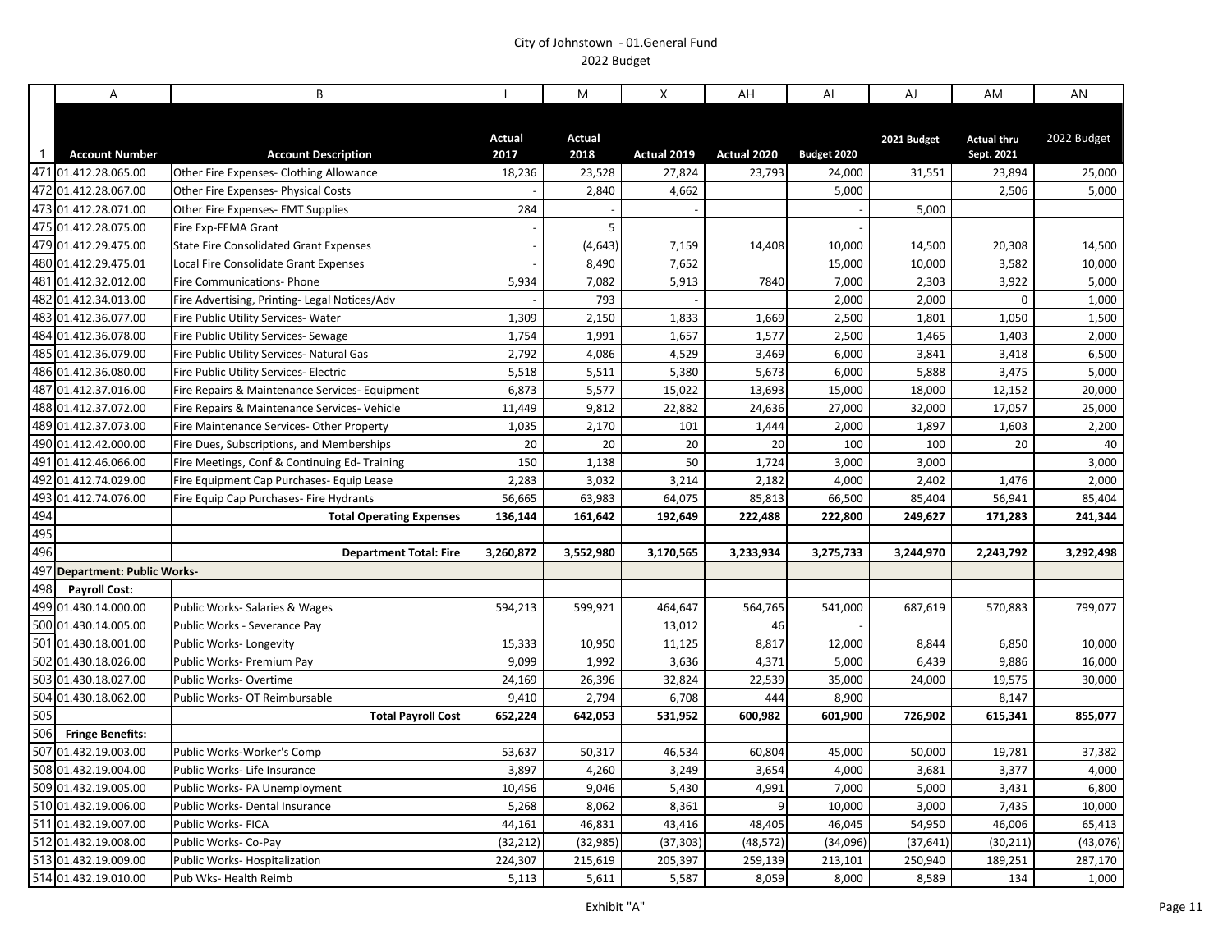City of Johnstown - 01.General Fund
2022 Budget

| | A | B | I | M | X | AH | AI | AJ | AM | AN |
|---|---|---|---|---|---|---|---|---|---|---|
| 1 | **Account Number** | **Account Description** | **Actual 2017** | **Actual 2018** | **Actual 2019** | **Actual 2020** | **Budget 2020** | **2021 Budget** | **Actual thru Sept. 2021** | 2022 Budget |
| 471 | 01.412.28.065.00 | Other Fire Expenses- Clothing Allowance | 18,236 | 23,528 | 27,824 | 23,793 | 24,000 | 31,551 | 23,894 | 25,000 |
| 472 | 01.412.28.067.00 | Other Fire Expenses- Physical Costs | - | 2,840 | 4,662 | | 5,000 | | 2,506 | 5,000 |
| 473 | 01.412.28.071.00 | Other Fire Expenses- EMT Supplies | 284 | - | - | | - | 5,000 | | |
| 475 | 01.412.28.075.00 | Fire Exp-FEMA Grant | - | 5 | | | - | | | |
| 479 | 01.412.29.475.00 | State Fire Consolidated Grant Expenses | - | (4,643) | 7,159 | 14,408 | 10,000 | 14,500 | 20,308 | 14,500 |
| 480 | 01.412.29.475.01 | Local Fire Consolidate Grant Expenses | - | 8,490 | 7,652 | | 15,000 | 10,000 | 3,582 | 10,000 |
| 481 | 01.412.32.012.00 | Fire Communications- Phone | 5,934 | 7,082 | 5,913 | 7840 | 7,000 | 2,303 | 3,922 | 5,000 |
| 482 | 01.412.34.013.00 | Fire Advertising, Printing- Legal Notices/Adv | - | 793 | - | | 2,000 | 2,000 | 0 | 1,000 |
| 483 | 01.412.36.077.00 | Fire Public Utility Services- Water | 1,309 | 2,150 | 1,833 | 1,669 | 2,500 | 1,801 | 1,050 | 1,500 |
| 484 | 01.412.36.078.00 | Fire Public Utility Services- Sewage | 1,754 | 1,991 | 1,657 | 1,577 | 2,500 | 1,465 | 1,403 | 2,000 |
| 485 | 01.412.36.079.00 | Fire Public Utility Services- Natural Gas | 2,792 | 4,086 | 4,529 | 3,469 | 6,000 | 3,841 | 3,418 | 6,500 |
| 486 | 01.412.36.080.00 | Fire Public Utility Services- Electric | 5,518 | 5,511 | 5,380 | 5,673 | 6,000 | 5,888 | 3,475 | 5,000 |
| 487 | 01.412.37.016.00 | Fire Repairs & Maintenance Services- Equipment | 6,873 | 5,577 | 15,022 | 13,693 | 15,000 | 18,000 | 12,152 | 20,000 |
| 488 | 01.412.37.072.00 | Fire Repairs & Maintenance Services- Vehicle | 11,449 | 9,812 | 22,882 | 24,636 | 27,000 | 32,000 | 17,057 | 25,000 |
| 489 | 01.412.37.073.00 | Fire Maintenance Services- Other Property | 1,035 | 2,170 | 101 | 1,444 | 2,000 | 1,897 | 1,603 | 2,200 |
| 490 | 01.412.42.000.00 | Fire Dues, Subscriptions, and Memberships | 20 | 20 | 20 | 20 | 100 | 100 | 20 | 40 |
| 491 | 01.412.46.066.00 | Fire Meetings, Conf & Continuing Ed- Training | 150 | 1,138 | 50 | 1,724 | 3,000 | 3,000 | | 3,000 |
| 492 | 01.412.74.029.00 | Fire Equipment Cap Purchases- Equip Lease | 2,283 | 3,032 | 3,214 | 2,182 | 4,000 | 2,402 | 1,476 | 2,000 |
| 493 | 01.412.74.076.00 | Fire Equip Cap Purchases- Fire Hydrants | 56,665 | 63,983 | 64,075 | 85,813 | 66,500 | 85,404 | 56,941 | 85,404 |
| 494 | | **Total Operating Expenses** | **136,144** | **161,642** | **192,649** | **222,488** | **222,800** | **249,627** | **171,283** | **241,344** |
| 495 | | | | | | | | | | |
| 496 | | **Department Total: Fire** | **3,260,872** | **3,552,980** | **3,170,565** | **3,233,934** | **3,275,733** | **3,244,970** | **2,243,792** | **3,292,498** |
| 497 | **Department: Public Works-** | | | | | | | | | |
| 498 | **Payroll Cost:** | | | | | | | | | |
| 499 | 01.430.14.000.00 | Public Works- Salaries & Wages | 594,213 | 599,921 | 464,647 | 564,765 | 541,000 | 687,619 | 570,883 | 799,077 |
| 500 | 01.430.14.005.00 | Public Works - Severance Pay | | | 13,012 | 46 | - | | | |
| 501 | 01.430.18.001.00 | Public Works- Longevity | 15,333 | 10,950 | 11,125 | 8,817 | 12,000 | 8,844 | 6,850 | 10,000 |
| 502 | 01.430.18.026.00 | Public Works- Premium Pay | 9,099 | 1,992 | 3,636 | 4,371 | 5,000 | 6,439 | 9,886 | 16,000 |
| 503 | 01.430.18.027.00 | Public Works- Overtime | 24,169 | 26,396 | 32,824 | 22,539 | 35,000 | 24,000 | 19,575 | 30,000 |
| 504 | 01.430.18.062.00 | Public Works- OT Reimbursable | 9,410 | 2,794 | 6,708 | 444 | 8,900 | | 8,147 | |
| 505 | | **Total Payroll Cost** | **652,224** | **642,053** | **531,952** | **600,982** | **601,900** | **726,902** | **615,341** | **855,077** |
| 506 | **Fringe Benefits:** | | | | | | | | | |
| 507 | 01.432.19.003.00 | Public Works-Worker's Comp | 53,637 | 50,317 | 46,534 | 60,804 | 45,000 | 50,000 | 19,781 | 37,382 |
| 508 | 01.432.19.004.00 | Public Works- Life Insurance | 3,897 | 4,260 | 3,249 | 3,654 | 4,000 | 3,681 | 3,377 | 4,000 |
| 509 | 01.432.19.005.00 | Public Works- PA Unemployment | 10,456 | 9,046 | 5,430 | 4,991 | 7,000 | 5,000 | 3,431 | 6,800 |
| 510 | 01.432.19.006.00 | Public Works- Dental Insurance | 5,268 | 8,062 | 8,361 | 9 | 10,000 | 3,000 | 7,435 | 10,000 |
| 511 | 01.432.19.007.00 | Public Works- FICA | 44,161 | 46,831 | 43,416 | 48,405 | 46,045 | 54,950 | 46,006 | 65,413 |
| 512 | 01.432.19.008.00 | Public Works- Co-Pay | (32,212) | (32,985) | (37,303) | (48,572) | (34,096) | (37,641) | (30,211) | (43,076) |
| 513 | 01.432.19.009.00 | Public Works- Hospitalization | 224,307 | 215,619 | 205,397 | 259,139 | 213,101 | 250,940 | 189,251 | 287,170 |
| 514 | 01.432.19.010.00 | Pub Wks- Health Reimb | 5,113 | 5,611 | 5,587 | 8,059 | 8,000 | 8,589 | 134 | 1,000 |

Exhibit "A"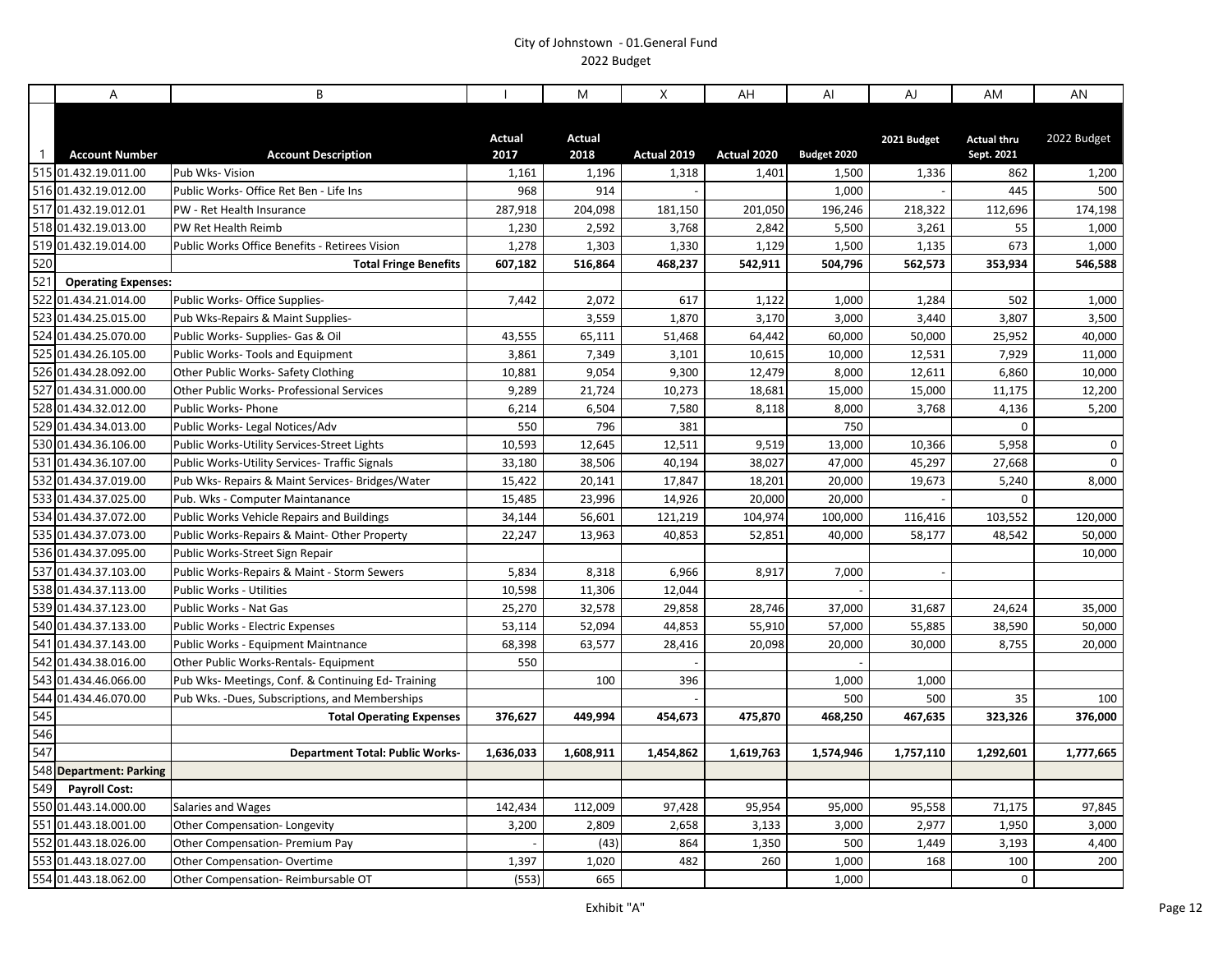City of Johnstown - 01.General Fund
2022 Budget

| | A | B | I | M | X | AH | AI | AJ | AM | AN |
|---|---|---|---|---|---|---|---|---|---|---|
| 1 | **Account Number** | **Account Description** | **Actual 2017** | **Actual 2018** | **Actual 2019** | **Actual 2020** | **Budget 2020** | **2021 Budget** | **Actual thru Sept. 2021** | 2022 Budget |
| 515 | 01.432.19.011.00 | Pub Wks- Vision | 1,161 | 1,196 | 1,318 | 1,401 | 1,500 | 1,336 | 862 | 1,200 |
| 516 | 01.432.19.012.00 | Public Works- Office Ret Ben - Life Ins | 968 | 914 | - | | 1,000 | - | 445 | 500 |
| 517 | 01.432.19.012.01 | PW - Ret Health Insurance | 287,918 | 204,098 | 181,150 | 201,050 | 196,246 | 218,322 | 112,696 | 174,198 |
| 518 | 01.432.19.013.00 | PW Ret Health Reimb | 1,230 | 2,592 | 3,768 | 2,842 | 5,500 | 3,261 | 55 | 1,000 |
| 519 | 01.432.19.014.00 | Public Works Office Benefits - Retirees Vision | 1,278 | 1,303 | 1,330 | 1,129 | 1,500 | 1,135 | 673 | 1,000 |
| 520 | | **Total Fringe Benefits** | **607,182** | **516,864** | **468,237** | **542,911** | **504,796** | **562,573** | **353,934** | **546,588** |
| 521 | **Operating Expenses:** | | | | | | | | | |
| 522 | 01.434.21.014.00 | Public Works- Office Supplies- | 7,442 | 2,072 | 617 | 1,122 | 1,000 | 1,284 | 502 | 1,000 |
| 523 | 01.434.25.015.00 | Pub Wks-Repairs & Maint Supplies- | | 3,559 | 1,870 | 3,170 | 3,000 | 3,440 | 3,807 | 3,500 |
| 524 | 01.434.25.070.00 | Public Works- Supplies- Gas & Oil | 43,555 | 65,111 | 51,468 | 64,442 | 60,000 | 50,000 | 25,952 | 40,000 |
| 525 | 01.434.26.105.00 | Public Works- Tools and Equipment | 3,861 | 7,349 | 3,101 | 10,615 | 10,000 | 12,531 | 7,929 | 11,000 |
| 526 | 01.434.28.092.00 | Other Public Works- Safety Clothing | 10,881 | 9,054 | 9,300 | 12,479 | 8,000 | 12,611 | 6,860 | 10,000 |
| 527 | 01.434.31.000.00 | Other Public Works- Professional Services | 9,289 | 21,724 | 10,273 | 18,681 | 15,000 | 15,000 | 11,175 | 12,200 |
| 528 | 01.434.32.012.00 | Public Works- Phone | 6,214 | 6,504 | 7,580 | 8,118 | 8,000 | 3,768 | 4,136 | 5,200 |
| 529 | 01.434.34.013.00 | Public Works- Legal Notices/Adv | 550 | 796 | 381 | | 750 | | 0 | |
| 530 | 01.434.36.106.00 | Public Works-Utility Services-Street Lights | 10,593 | 12,645 | 12,511 | 9,519 | 13,000 | 10,366 | 5,958 | 0 |
| 531 | 01.434.36.107.00 | Public Works-Utility Services- Traffic Signals | 33,180 | 38,506 | 40,194 | 38,027 | 47,000 | 45,297 | 27,668 | 0 |
| 532 | 01.434.37.019.00 | Pub Wks- Repairs & Maint Services- Bridges/Water | 15,422 | 20,141 | 17,847 | 18,201 | 20,000 | 19,673 | 5,240 | 8,000 |
| 533 | 01.434.37.025.00 | Pub. Wks - Computer Maintanance | 15,485 | 23,996 | 14,926 | 20,000 | 20,000 | - | 0 | |
| 534 | 01.434.37.072.00 | Public Works Vehicle Repairs and Buildings | 34,144 | 56,601 | 121,219 | 104,974 | 100,000 | 116,416 | 103,552 | 120,000 |
| 535 | 01.434.37.073.00 | Public Works-Repairs & Maint- Other Property | 22,247 | 13,963 | 40,853 | 52,851 | 40,000 | 58,177 | 48,542 | 50,000 |
| 536 | 01.434.37.095.00 | Public Works-Street Sign Repair | | | | | | | | 10,000 |
| 537 | 01.434.37.103.00 | Public Works-Repairs & Maint - Storm Sewers | 5,834 | 8,318 | 6,966 | 8,917 | 7,000 | - | | |
| 538 | 01.434.37.113.00 | Public Works - Utilities | 10,598 | 11,306 | 12,044 | | - | | | |
| 539 | 01.434.37.123.00 | Public Works - Nat Gas | 25,270 | 32,578 | 29,858 | 28,746 | 37,000 | 31,687 | 24,624 | 35,000 |
| 540 | 01.434.37.133.00 | Public Works - Electric Expenses | 53,114 | 52,094 | 44,853 | 55,910 | 57,000 | 55,885 | 38,590 | 50,000 |
| 541 | 01.434.37.143.00 | Public Works - Equipment Maintnance | 68,398 | 63,577 | 28,416 | 20,098 | 20,000 | 30,000 | 8,755 | 20,000 |
| 542 | 01.434.38.016.00 | Other Public Works-Rentals- Equipment | 550 | | - | | - | | | |
| 543 | 01.434.46.066.00 | Pub Wks- Meetings, Conf. & Continuing Ed- Training | | 100 | 396 | | 1,000 | 1,000 | | |
| 544 | 01.434.46.070.00 | Pub Wks. -Dues, Subscriptions, and Memberships | | | - | | 500 | 500 | 35 | 100 |
| 545 | | **Total Operating Expenses** | **376,627** | **449,994** | **454,673** | **475,870** | **468,250** | **467,635** | **323,326** | **376,000** |
| 546 | | | | | | | | | | |
| 547 | | **Department Total: Public Works-** | **1,636,033** | **1,608,911** | **1,454,862** | **1,619,763** | **1,574,946** | **1,757,110** | **1,292,601** | **1,777,665** |
| 548 | **Department: Parking** | | | | | | | | | |
| 549 | **Payroll Cost:** | | | | | | | | | |
| 550 | 01.443.14.000.00 | Salaries and Wages | 142,434 | 112,009 | 97,428 | 95,954 | 95,000 | 95,558 | 71,175 | 97,845 |
| 551 | 01.443.18.001.00 | Other Compensation- Longevity | 3,200 | 2,809 | 2,658 | 3,133 | 3,000 | 2,977 | 1,950 | 3,000 |
| 552 | 01.443.18.026.00 | Other Compensation- Premium Pay | - | (43) | 864 | 1,350 | 500 | 1,449 | 3,193 | 4,400 |
| 553 | 01.443.18.027.00 | Other Compensation- Overtime | 1,397 | 1,020 | 482 | 260 | 1,000 | 168 | 100 | 200 |
| 554 | 01.443.18.062.00 | Other Compensation- Reimbursable OT | (553) | 665 | | | 1,000 | | 0 | |

Exhibit "A"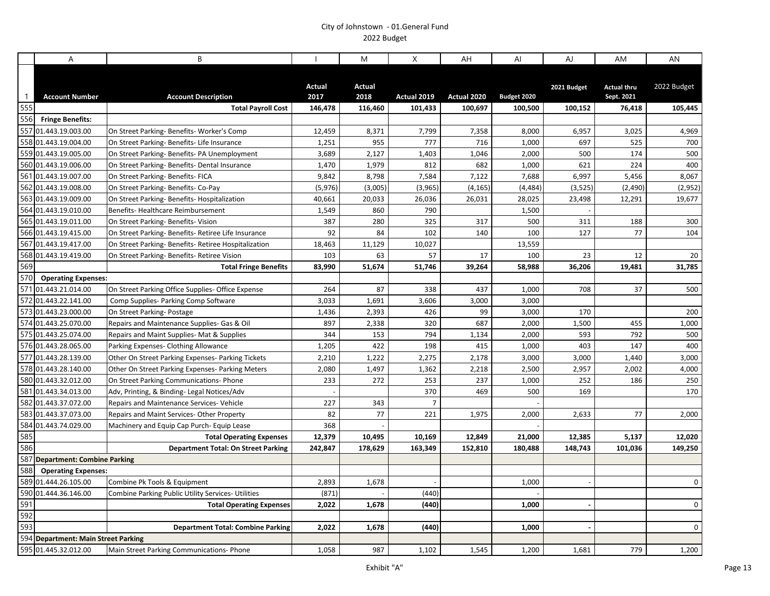City of Johnstown - 01.General Fund
2022 Budget

| | A | B | I | M | X | AH | AI | AJ | AM | AN |
|---|---|---|---|---|---|---|---|---|---|---|
| 1 | **Account Number** | **Account Description** | **Actual 2017** | **Actual 2018** | **Actual 2019** | **Actual 2020** | **Budget 2020** | **2021 Budget** | **Actual thru Sept. 2021** | **2022 Budget** |
| 555 | | **Total Payroll Cost** | **146,478** | **116,460** | **101,433** | **100,697** | **100,500** | **100,152** | **76,418** | **105,445** |
| 556 | **Fringe Benefits:** | | | | | | | | | |
| 557 | 01.443.19.003.00 | On Street Parking- Benefits- Worker's Comp | 12,459 | 8,371 | 7,799 | 7,358 | 8,000 | 6,957 | 3,025 | 4,969 |
| 558 | 01.443.19.004.00 | On Street Parking- Benefits- Life Insurance | 1,251 | 955 | 777 | 716 | 1,000 | 697 | 525 | 700 |
| 559 | 01.443.19.005.00 | On Street Parking- Benefits- PA Unemployment | 3,689 | 2,127 | 1,403 | 1,046 | 2,000 | 500 | 174 | 500 |
| 560 | 01.443.19.006.00 | On Street Parking- Benefits- Dental Insurance | 1,470 | 1,979 | 812 | 682 | 1,000 | 621 | 224 | 400 |
| 561 | 01.443.19.007.00 | On Street Parking- Benefits- FICA | 9,842 | 8,798 | 7,584 | 7,122 | 7,688 | 6,997 | 5,456 | 8,067 |
| 562 | 01.443.19.008.00 | On Street Parking- Benefits- Co-Pay | (5,976) | (3,005) | (3,965) | (4,165) | (4,484) | (3,525) | (2,490) | (2,952) |
| 563 | 01.443.19.009.00 | On Street Parking- Benefits- Hospitalization | 40,661 | 20,033 | 26,036 | 26,031 | 28,025 | 23,498 | 12,291 | 19,677 |
| 564 | 01.443.19.010.00 | Benefits- Healthcare Reimbursement | 1,549 | 860 | 790 | | 1,500 | - | | |
| 565 | 01.443.19.011.00 | On Street Parking- Benefits- Vision | 387 | 280 | 325 | 317 | 500 | 311 | 188 | 300 |
| 566 | 01.443.19.415.00 | On Street Parking- Benefits- Retiree Life Insurance | 92 | 84 | 102 | 140 | 100 | 127 | 77 | 104 |
| 567 | 01.443.19.417.00 | On Street Parking- Benefits- Retiree Hospitalization | 18,463 | 11,129 | 10,027 | | 13,559 | | | |
| 568 | 01.443.19.419.00 | On Street Parking- Benefits- Retiree Vision | 103 | 63 | 57 | 17 | 100 | 23 | 12 | 20 |
| 569 | | **Total Fringe Benefits** | **83,990** | **51,674** | **51,746** | **39,264** | **58,988** | **36,206** | **19,481** | **31,785** |
| 570 | **Operating Expenses:** | | | | | | | | | |
| 571 | 01.443.21.014.00 | On Street Parking Office Supplies- Office Expense | 264 | 87 | 338 | 437 | 1,000 | 708 | 37 | 500 |
| 572 | 01.443.22.141.00 | Comp Supplies- Parking Comp Software | 3,033 | 1,691 | 3,606 | 3,000 | 3,000 | | | |
| 573 | 01.443.23.000.00 | On Street Parking- Postage | 1,436 | 2,393 | 426 | 99 | 3,000 | 170 | | 200 |
| 574 | 01.443.25.070.00 | Repairs and Maintenance Supplies- Gas & Oil | 897 | 2,338 | 320 | 687 | 2,000 | 1,500 | 455 | 1,000 |
| 575 | 01.443.25.074.00 | Repairs and Maint Supplies- Mat & Supplies | 344 | 153 | 794 | 1,134 | 2,000 | 593 | 792 | 500 |
| 576 | 01.443.28.065.00 | Parking Expenses- Clothing Allowance | 1,205 | 422 | 198 | 415 | 1,000 | 403 | 147 | 400 |
| 577 | 01.443.28.139.00 | Other On Street Parking Expenses- Parking Tickets | 2,210 | 1,222 | 2,275 | 2,178 | 3,000 | 3,000 | 1,440 | 3,000 |
| 578 | 01.443.28.140.00 | Other On Street Parking Expenses- Parking Meters | 2,080 | 1,497 | 1,362 | 2,218 | 2,500 | 2,957 | 2,002 | 4,000 |
| 580 | 01.443.32.012.00 | On Street Parking Communications- Phone | 233 | 272 | 253 | 237 | 1,000 | 252 | 186 | 250 |
| 581 | 01.443.34.013.00 | Adv, Printing, & Binding- Legal Notices/Adv | - | | 370 | 469 | 500 | 169 | | 170 |
| 582 | 01.443.37.072.00 | Repairs and Maintenance Services- Vehicle | 227 | 343 | 7 | | - | | | |
| 583 | 01.443.37.073.00 | Repairs and Maint Services- Other Property | 82 | 77 | 221 | 1,975 | 2,000 | 2,633 | 77 | 2,000 |
| 584 | 01.443.74.029.00 | Machinery and Equip Cap Purch- Equip Lease | 368 | - | | | - | | | |
| 585 | | **Total Operating Expenses** | **12,379** | **10,495** | **10,169** | **12,849** | **21,000** | **12,385** | **5,137** | **12,020** |
| 586 | | **Department Total: On Street Parking** | **242,847** | **178,629** | **163,349** | **152,810** | **180,488** | **148,743** | **101,036** | **149,250** |
| 587 | **Department: Combine Parking** | | | | | | | | | |
| 588 | **Operating Expenses:** | | | | | | | | | |
| 589 | 01.444.26.105.00 | Combine Pk Tools & Equipment | 2,893 | 1,678 | - | | 1,000 | - | | 0 |
| 590 | 01.444.36.146.00 | Combine Parking Public Utility Services- Utilities | (871) | - | (440) | | - | | | |
| 591 | | **Total Operating Expenses** | **2,022** | **1,678** | **(440)** | | **1,000** | **-** | | 0 |
| 592 | | | | | | | | | | |
| 593 | | **Department Total: Combine Parking** | **2,022** | **1,678** | **(440)** | | **1,000** | **-** | | 0 |
| 594 | **Department: Main Street Parking** | | | | | | | | | |
| 595 | 01.445.32.012.00 | Main Street Parking Communications- Phone | 1,058 | 987 | 1,102 | 1,545 | 1,200 | 1,681 | 779 | 1,200 |

Exhibit "A"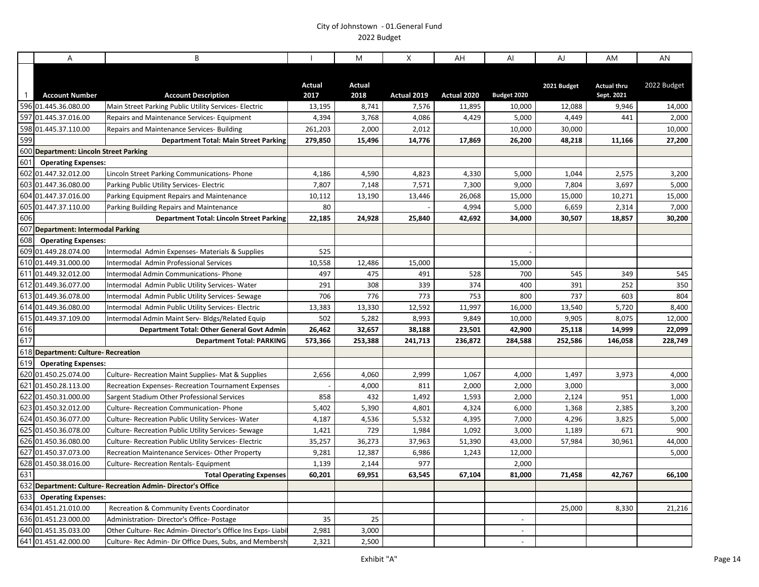City of Johnstown - 01.General Fund
2022 Budget

| | A | B | I | M | X | AH | AI | AJ | AM | AN |
|---|---|---|---|---|---|---|---|---|---|---|
| 1 | Account Number | Account Description | Actual 2017 | Actual 2018 | Actual 2019 | Actual 2020 | Budget 2020 | 2021 Budget | Actual thru Sept. 2021 | 2022 Budget |
| 596 | 01.445.36.080.00 | Main Street Parking Public Utility Services- Electric | 13,195 | 8,741 | 7,576 | 11,895 | 10,000 | 12,088 | 9,946 | 14,000 |
| 597 | 01.445.37.016.00 | Repairs and Maintenance Services- Equipment | 4,394 | 3,768 | 4,086 | 4,429 | 5,000 | 4,449 | 441 | 2,000 |
| 598 | 01.445.37.110.00 | Repairs and Maintenance Services- Building | 261,203 | 2,000 | 2,012 | | 10,000 | 30,000 | | 10,000 |
| 599 | | **Department Total: Main Street Parking** | **279,850** | **15,496** | **14,776** | **17,869** | **26,200** | **48,218** | **11,166** | **27,200** |
| 600 | **Department: Lincoln Street Parking** | | | | | | | | | |
| 601 | **Operating Expenses:** | | | | | | | | | |
| 602 | 01.447.32.012.00 | Lincoln Street Parking Communications- Phone | 4,186 | 4,590 | 4,823 | 4,330 | 5,000 | 1,044 | 2,575 | 3,200 |
| 603 | 01.447.36.080.00 | Parking Public Utility Services- Electric | 7,807 | 7,148 | 7,571 | 7,300 | 9,000 | 7,804 | 3,697 | 5,000 |
| 604 | 01.447.37.016.00 | Parking Equipment Repairs and Maintenance | 10,112 | 13,190 | 13,446 | 26,068 | 15,000 | 15,000 | 10,271 | 15,000 |
| 605 | 01.447.37.110.00 | Parking Building Repairs and Maintenance | 80 | | - | 4,994 | 5,000 | 6,659 | 2,314 | 7,000 |
| 606 | | **Department Total: Lincoln Street Parking** | **22,185** | **24,928** | **25,840** | **42,692** | **34,000** | **30,507** | **18,857** | **30,200** |
| 607 | **Department: Intermodal Parking** | | | | | | | | | |
| 608 | **Operating Expenses:** | | | | | | | | | |
| 609 | 01.449.28.074.00 | Intermodal Admin Expenses- Materials & Supplies | 525 | | | | - | | | |
| 610 | 01.449.31.000.00 | Intermodal Admin Professional Services | 10,558 | 12,486 | 15,000 | | 15,000 | | | |
| 611 | 01.449.32.012.00 | Intermodal Admin Communications- Phone | 497 | 475 | 491 | 528 | 700 | 545 | 349 | 545 |
| 612 | 01.449.36.077.00 | Intermodal Admin Public Utility Services- Water | 291 | 308 | 339 | 374 | 400 | 391 | 252 | 350 |
| 613 | 01.449.36.078.00 | Intermodal Admin Public Utility Services- Sewage | 706 | 776 | 773 | 753 | 800 | 737 | 603 | 804 |
| 614 | 01.449.36.080.00 | Intermodal Admin Public Utility Services- Electric | 13,383 | 13,330 | 12,592 | 11,997 | 16,000 | 13,540 | 5,720 | 8,400 |
| 615 | 01.449.37.109.00 | Intermodal Admin Maint Serv- Bldgs/Related Equip | 502 | 5,282 | 8,993 | 9,849 | 10,000 | 9,905 | 8,075 | 12,000 |
| 616 | | **Department Total: Other General Govt Admin** | **26,462** | **32,657** | **38,188** | **23,501** | **42,900** | **25,118** | **14,999** | **22,099** |
| 617 | | **Department Total: PARKING** | **573,366** | **253,388** | **241,713** | **236,872** | **284,588** | **252,586** | **146,058** | **228,749** |
| 618 | **Department: Culture- Recreation** | | | | | | | | | |
| 619 | **Operating Expenses:** | | | | | | | | | |
| 620 | 01.450.25.074.00 | Culture- Recreation Maint Supplies- Mat & Supplies | 2,656 | 4,060 | 2,999 | 1,067 | 4,000 | 1,497 | 3,973 | 4,000 |
| 621 | 01.450.28.113.00 | Recreation Expenses- Recreation Tournament Expenses | - | 4,000 | 811 | 2,000 | 2,000 | 3,000 | | 3,000 |
| 622 | 01.450.31.000.00 | Sargent Stadium Other Professional Services | 858 | 432 | 1,492 | 1,593 | 2,000 | 2,124 | 951 | 1,000 |
| 623 | 01.450.32.012.00 | Culture- Recreation Communication- Phone | 5,402 | 5,390 | 4,801 | 4,324 | 6,000 | 1,368 | 2,385 | 3,200 |
| 624 | 01.450.36.077.00 | Culture- Recreation Public Utility Services- Water | 4,187 | 4,536 | 5,532 | 4,395 | 7,000 | 4,296 | 3,825 | 5,000 |
| 625 | 01.450.36.078.00 | Culture- Recreation Public Utility Services- Sewage | 1,421 | 729 | 1,984 | 1,092 | 3,000 | 1,189 | 671 | 900 |
| 626 | 01.450.36.080.00 | Culture- Recreation Public Utility Services- Electric | 35,257 | 36,273 | 37,963 | 51,390 | 43,000 | 57,984 | 30,961 | 44,000 |
| 627 | 01.450.37.073.00 | Recreation Maintenance Services- Other Property | 9,281 | 12,387 | 6,986 | 1,243 | 12,000 | | | 5,000 |
| 628 | 01.450.38.016.00 | Culture- Recreation Rentals- Equipment | 1,139 | 2,144 | 977 | | 2,000 | | | |
| 631 | | **Total Operating Expenses** | **60,201** | **69,951** | **63,545** | **67,104** | **81,000** | **71,458** | **42,767** | **66,100** |
| 632 | **Department: Culture- Recreation Admin- Director's Office** | | | | | | | | | |
| 633 | **Operating Expenses:** | | | | | | | | | |
| 634 | 01.451.21.010.00 | Recreation & Community Events Coordinator | | | | | | 25,000 | 8,330 | 21,216 |
| 636 | 01.451.23.000.00 | Administration- Director's Office- Postage | 35 | 25 | | | - | | | |
| 640 | 01.451.35.033.00 | Other Culture- Rec Admin- Director's Office Ins Exps- Liabil | 2,981 | 3,000 | | | - | | | |
| 641 | 01.451.42.000.00 | Culture- Rec Admin- Dir Office Dues, Subs, and Membersh | 2,321 | 2,500 | | | - | | | |

Exhibit "A"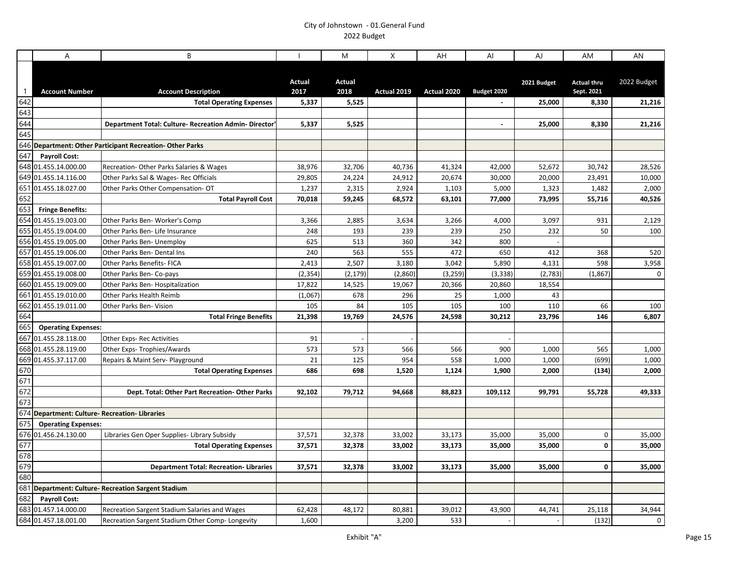City of Johnstown - 01.General Fund
2022 Budget

| | A | B | I | M | X | AH | AI | AJ | AM | AN |
|---|---|---|---|---|---|---|---|---|---|---|
| 1 | Account Number | Account Description | Actual 2017 | Actual 2018 | Actual 2019 | Actual 2020 | Budget 2020 | 2021 Budget | Actual thru Sept. 2021 | 2022 Budget |
| 642 | | **Total Operating Expenses** | **5,337** | **5,525** | | | **-** | **25,000** | **8,330** | **21,216** |
| 643 | | | | | | | | | | |
| 644 | | **Department Total: Culture- Recreation Admin- Director'** | **5,337** | **5,525** | | | **-** | **25,000** | **8,330** | **21,216** |
| 645 | | | | | | | | | | |
| 646 | **Department: Other Participant Recreation- Other Parks** | | | | | | | | | |
| 647 | **Payroll Cost:** | | | | | | | | | |
| 648 | 01.455.14.000.00 | Recreation- Other Parks Salaries & Wages | 38,976 | 32,706 | 40,736 | 41,324 | 42,000 | 52,672 | 30,742 | 28,526 |
| 649 | 01.455.14.116.00 | Other Parks Sal & Wages- Rec Officials | 29,805 | 24,224 | 24,912 | 20,674 | 30,000 | 20,000 | 23,491 | 10,000 |
| 651 | 01.455.18.027.00 | Other Parks Other Compensation- OT | 1,237 | 2,315 | 2,924 | 1,103 | 5,000 | 1,323 | 1,482 | 2,000 |
| 652 | | **Total Payroll Cost** | **70,018** | **59,245** | **68,572** | **63,101** | **77,000** | **73,995** | **55,716** | **40,526** |
| 653 | **Fringe Benefits:** | | | | | | | | | |
| 654 | 01.455.19.003.00 | Other Parks Ben- Worker's Comp | 3,366 | 2,885 | 3,634 | 3,266 | 4,000 | 3,097 | 931 | 2,129 |
| 655 | 01.455.19.004.00 | Other Parks Ben- Life Insurance | 248 | 193 | 239 | 239 | 250 | 232 | 50 | 100 |
| 656 | 01.455.19.005.00 | Other Parks Ben- Unemploy | 625 | 513 | 360 | 342 | 800 | - | | |
| 657 | 01.455.19.006.00 | Other Parks Ben- Dental Ins | 240 | 563 | 555 | 472 | 650 | 412 | 368 | 520 |
| 658 | 01.455.19.007.00 | Other Parks Benefits- FICA | 2,413 | 2,507 | 3,180 | 3,042 | 5,890 | 4,131 | 598 | 3,958 |
| 659 | 01.455.19.008.00 | Other Parks Ben- Co-pays | (2,354) | (2,179) | (2,860) | (3,259) | (3,338) | (2,783) | (1,867) | 0 |
| 660 | 01.455.19.009.00 | Other Parks Ben- Hospitalization | 17,822 | 14,525 | 19,067 | 20,366 | 20,860 | 18,554 | | |
| 661 | 01.455.19.010.00 | Other Parks Health Reimb | (1,067) | 678 | 296 | 25 | 1,000 | 43 | | |
| 662 | 01.455.19.011.00 | Other Parks Ben- Vision | 105 | 84 | 105 | 105 | 100 | 110 | 66 | 100 |
| 664 | | **Total Fringe Benefits** | **21,398** | **19,769** | **24,576** | **24,598** | **30,212** | **23,796** | **146** | **6,807** |
| 665 | **Operating Expenses:** | | | | | | | | | |
| 667 | 01.455.28.118.00 | Other Exps- Rec Activities | 91 | - | - | | - | | | |
| 668 | 01.455.28.119.00 | Other Exps- Trophies/Awards | 573 | 573 | 566 | 566 | 900 | 1,000 | 565 | 1,000 |
| 669 | 01.455.37.117.00 | Repairs & Maint Serv- Playground | 21 | 125 | 954 | 558 | 1,000 | 1,000 | (699) | 1,000 |
| 670 | | **Total Operating Expenses** | **686** | **698** | **1,520** | **1,124** | **1,900** | **2,000** | **(134)** | **2,000** |
| 671 | | | | | | | | | | |
| 672 | | **Dept. Total: Other Part Recreation- Other Parks** | **92,102** | **79,712** | **94,668** | **88,823** | **109,112** | **99,791** | **55,728** | **49,333** |
| 673 | | | | | | | | | | |
| 674 | **Department: Culture- Recreation- Libraries** | | | | | | | | | |
| 675 | **Operating Expenses:** | | | | | | | | | |
| 676 | 01.456.24.130.00 | Libraries Gen Oper Supplies- Library Subsidy | 37,571 | 32,378 | 33,002 | 33,173 | 35,000 | 35,000 | 0 | 35,000 |
| 677 | | **Total Operating Expenses** | **37,571** | **32,378** | **33,002** | **33,173** | **35,000** | **35,000** | **0** | **35,000** |
| 678 | | | | | | | | | | |
| 679 | | **Department Total: Recreation- Libraries** | **37,571** | **32,378** | **33,002** | **33,173** | **35,000** | **35,000** | **0** | **35,000** |
| 680 | | | | | | | | | | |
| 681 | **Department: Culture- Recreation Sargent Stadium** | | | | | | | | | |
| 682 | **Payroll Cost:** | | | | | | | | | |
| 683 | 01.457.14.000.00 | Recreation Sargent Stadium Salaries and Wages | 62,428 | 48,172 | 80,881 | 39,012 | 43,900 | 44,741 | 25,118 | 34,944 |
| 684 | 01.457.18.001.00 | Recreation Sargent Stadium Other Comp- Longevity | 1,600 | | 3,200 | 533 | - | - | (132) | 0 |

Exhibit "A"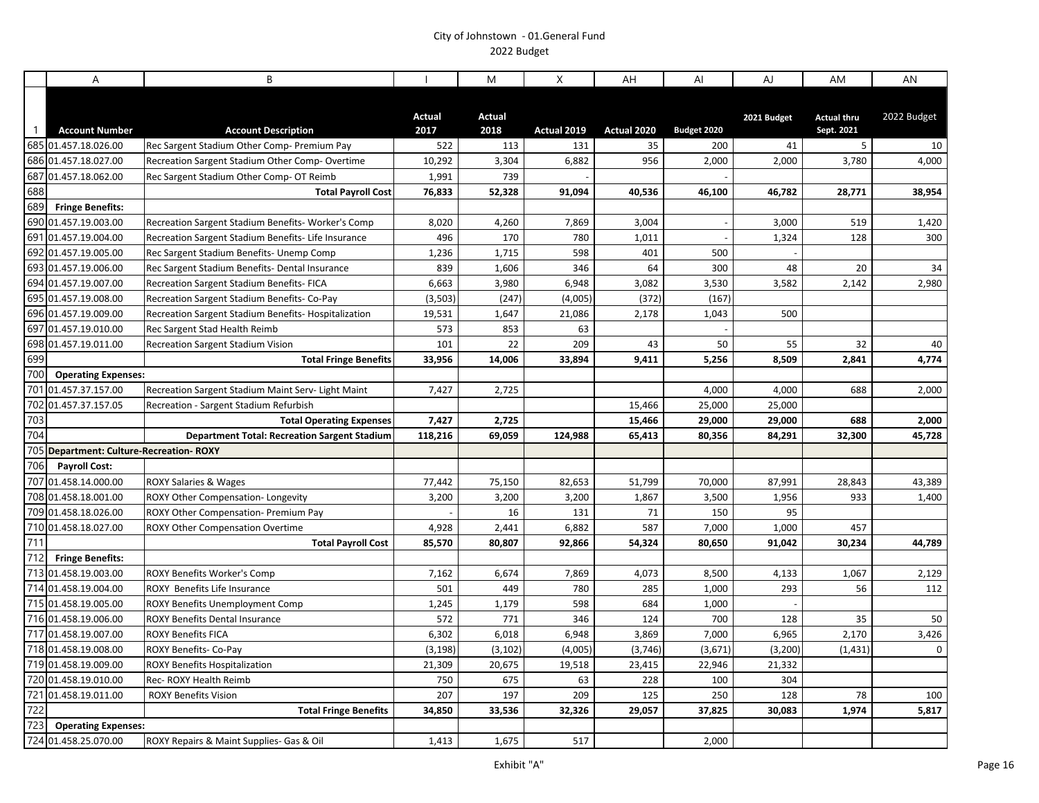City of Johnstown - 01.General Fund
2022 Budget

| | A | B | I | M | X | AH | AI | AJ | AM | AN |
|---|---|---|---|---|---|---|---|---|---|---|
| 1 | **Account Number** | **Account Description** | **Actual 2017** | **Actual 2018** | **Actual 2019** | **Actual 2020** | **Budget 2020** | **2021 Budget** | **Actual thru Sept. 2021** | **2022 Budget** |
| 685 | 01.457.18.026.00 | Rec Sargent Stadium Other Comp- Premium Pay | 522 | 113 | 131 | 35 | 200 | 41 | 5 | 10 |
| 686 | 01.457.18.027.00 | Recreation Sargent Stadium Other Comp- Overtime | 10,292 | 3,304 | 6,882 | 956 | 2,000 | 2,000 | 3,780 | 4,000 |
| 687 | 01.457.18.062.00 | Rec Sargent Stadium Other Comp- OT Reimb | 1,991 | 739 | - | | - | | | |
| 688 | | **Total Payroll Cost** | **76,833** | **52,328** | **91,094** | **40,536** | **46,100** | **46,782** | **28,771** | **38,954** |
| 689 | **Fringe Benefits:** | | | | | | | | | |
| 690 | 01.457.19.003.00 | Recreation Sargent Stadium Benefits- Worker's Comp | 8,020 | 4,260 | 7,869 | 3,004 | - | 3,000 | 519 | 1,420 |
| 691 | 01.457.19.004.00 | Recreation Sargent Stadium Benefits- Life Insurance | 496 | 170 | 780 | 1,011 | - | 1,324 | 128 | 300 |
| 692 | 01.457.19.005.00 | Rec Sargent Stadium Benefits- Unemp Comp | 1,236 | 1,715 | 598 | 401 | 500 | - | | |
| 693 | 01.457.19.006.00 | Rec Sargent Stadium Benefits- Dental Insurance | 839 | 1,606 | 346 | 64 | 300 | 48 | 20 | 34 |
| 694 | 01.457.19.007.00 | Recreation Sargent Stadium Benefits- FICA | 6,663 | 3,980 | 6,948 | 3,082 | 3,530 | 3,582 | 2,142 | 2,980 |
| 695 | 01.457.19.008.00 | Recreation Sargent Stadium Benefits- Co-Pay | (3,503) | (247) | (4,005) | (372) | (167) | | | |
| 696 | 01.457.19.009.00 | Recreation Sargent Stadium Benefits- Hospitalization | 19,531 | 1,647 | 21,086 | 2,178 | 1,043 | 500 | | |
| 697 | 01.457.19.010.00 | Rec Sargent Stad Health Reimb | 573 | 853 | 63 | | - | | | |
| 698 | 01.457.19.011.00 | Recreation Sargent Stadium Vision | 101 | 22 | 209 | 43 | 50 | 55 | 32 | 40 |
| 699 | | **Total Fringe Benefits** | **33,956** | **14,006** | **33,894** | **9,411** | **5,256** | **8,509** | **2,841** | **4,774** |
| 700 | **Operating Expenses:** | | | | | | | | | |
| 701 | 01.457.37.157.00 | Recreation Sargent Stadium Maint Serv- Light Maint | 7,427 | 2,725 | | | 4,000 | 4,000 | 688 | 2,000 |
| 702 | 01.457.37.157.05 | Recreation - Sargent Stadium Refurbish | | | | 15,466 | 25,000 | 25,000 | | |
| 703 | | **Total Operating Expenses** | **7,427** | **2,725** | | **15,466** | **29,000** | **29,000** | **688** | **2,000** |
| 704 | | **Department Total: Recreation Sargent Stadium** | **118,216** | **69,059** | **124,988** | **65,413** | **80,356** | **84,291** | **32,300** | **45,728** |
| 705 | **Department: Culture-Recreation- ROXY** | | | | | | | | | |
| 706 | **Payroll Cost:** | | | | | | | | | |
| 707 | 01.458.14.000.00 | ROXY Salaries & Wages | 77,442 | 75,150 | 82,653 | 51,799 | 70,000 | 87,991 | 28,843 | 43,389 |
| 708 | 01.458.18.001.00 | ROXY Other Compensation- Longevity | 3,200 | 3,200 | 3,200 | 1,867 | 3,500 | 1,956 | 933 | 1,400 |
| 709 | 01.458.18.026.00 | ROXY Other Compensation- Premium Pay | - | 16 | 131 | 71 | 150 | 95 | | |
| 710 | 01.458.18.027.00 | ROXY Other Compensation Overtime | 4,928 | 2,441 | 6,882 | 587 | 7,000 | 1,000 | 457 | |
| 711 | | **Total Payroll Cost** | **85,570** | **80,807** | **92,866** | **54,324** | **80,650** | **91,042** | **30,234** | **44,789** |
| 712 | **Fringe Benefits:** | | | | | | | | | |
| 713 | 01.458.19.003.00 | ROXY Benefits Worker's Comp | 7,162 | 6,674 | 7,869 | 4,073 | 8,500 | 4,133 | 1,067 | 2,129 |
| 714 | 01.458.19.004.00 | ROXY Benefits Life Insurance | 501 | 449 | 780 | 285 | 1,000 | 293 | 56 | 112 |
| 715 | 01.458.19.005.00 | ROXY Benefits Unemployment Comp | 1,245 | 1,179 | 598 | 684 | 1,000 | - | | |
| 716 | 01.458.19.006.00 | ROXY Benefits Dental Insurance | 572 | 771 | 346 | 124 | 700 | 128 | 35 | 50 |
| 717 | 01.458.19.007.00 | ROXY Benefits FICA | 6,302 | 6,018 | 6,948 | 3,869 | 7,000 | 6,965 | 2,170 | 3,426 |
| 718 | 01.458.19.008.00 | ROXY Benefits- Co-Pay | (3,198) | (3,102) | (4,005) | (3,746) | (3,671) | (3,200) | (1,431) | 0 |
| 719 | 01.458.19.009.00 | ROXY Benefits Hospitalization | 21,309 | 20,675 | 19,518 | 23,415 | 22,946 | 21,332 | | |
| 720 | 01.458.19.010.00 | Rec- ROXY Health Reimb | 750 | 675 | 63 | 228 | 100 | 304 | | |
| 721 | 01.458.19.011.00 | ROXY Benefits Vision | 207 | 197 | 209 | 125 | 250 | 128 | 78 | 100 |
| 722 | | **Total Fringe Benefits** | **34,850** | **33,536** | **32,326** | **29,057** | **37,825** | **30,083** | **1,974** | **5,817** |
| 723 | **Operating Expenses:** | | | | | | | | | |
| 724 | 01.458.25.070.00 | ROXY Repairs & Maint Supplies- Gas & Oil | 1,413 | 1,675 | 517 | | 2,000 | | | |

Exhibit "A"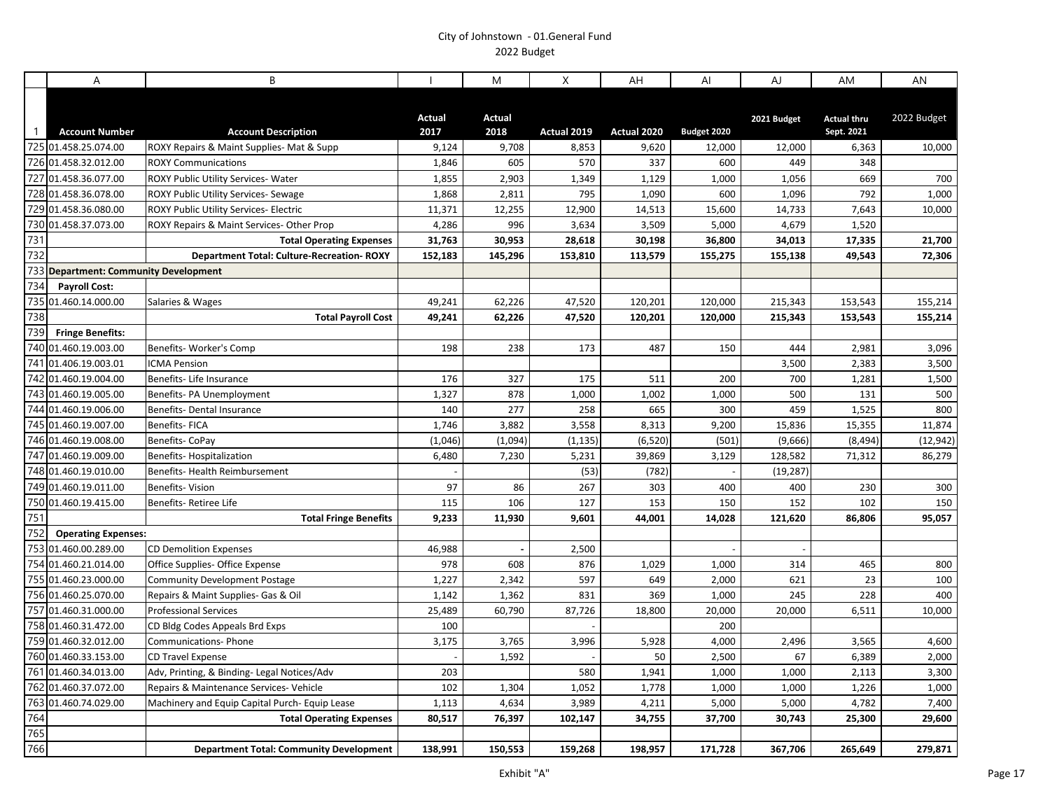City of Johnstown - 01.General Fund
2022 Budget

| | A | B | I | M | X | AH | AI | AJ | AM | AN |
|---|---|---|---|---|---|---|---|---|---|---|
| 1 | **Account Number** | **Account Description** | **Actual 2017** | **Actual 2018** | **Actual 2019** | **Actual 2020** | **Budget 2020** | **2021 Budget** | **Actual thru Sept. 2021** | **2022 Budget** |
| 725 | 01.458.25.074.00 | ROXY Repairs & Maint Supplies- Mat & Supp | 9,124 | 9,708 | 8,853 | 9,620 | 12,000 | 12,000 | 6,363 | 10,000 |
| 726 | 01.458.32.012.00 | ROXY Communications | 1,846 | 605 | 570 | 337 | 600 | 449 | 348 | |
| 727 | 01.458.36.077.00 | ROXY Public Utility Services- Water | 1,855 | 2,903 | 1,349 | 1,129 | 1,000 | 1,056 | 669 | 700 |
| 728 | 01.458.36.078.00 | ROXY Public Utility Services- Sewage | 1,868 | 2,811 | 795 | 1,090 | 600 | 1,096 | 792 | 1,000 |
| 729 | 01.458.36.080.00 | ROXY Public Utility Services- Electric | 11,371 | 12,255 | 12,900 | 14,513 | 15,600 | 14,733 | 7,643 | 10,000 |
| 730 | 01.458.37.073.00 | ROXY Repairs & Maint Services- Other Prop | 4,286 | 996 | 3,634 | 3,509 | 5,000 | 4,679 | 1,520 | |
| 731 | | **Total Operating Expenses** | **31,763** | **30,953** | **28,618** | **30,198** | **36,800** | **34,013** | **17,335** | **21,700** |
| 732 | | **Department Total: Culture-Recreation- ROXY** | **152,183** | **145,296** | **153,810** | **113,579** | **155,275** | **155,138** | **49,543** | **72,306** |
| 733 | **Department: Community Development** | | | | | | | | | |
| 734 | **Payroll Cost:** | | | | | | | | | |
| 735 | 01.460.14.000.00 | Salaries & Wages | 49,241 | 62,226 | 47,520 | 120,201 | 120,000 | 215,343 | 153,543 | 155,214 |
| 738 | | **Total Payroll Cost** | **49,241** | **62,226** | **47,520** | **120,201** | **120,000** | **215,343** | **153,543** | **155,214** |
| 739 | **Fringe Benefits:** | | | | | | | | | |
| 740 | 01.460.19.003.00 | Benefits- Worker's Comp | 198 | 238 | 173 | 487 | 150 | 444 | 2,981 | 3,096 |
| 741 | 01.406.19.003.01 | ICMA Pension | | | | | | 3,500 | 2,383 | 3,500 |
| 742 | 01.460.19.004.00 | Benefits- Life Insurance | 176 | 327 | 175 | 511 | 200 | 700 | 1,281 | 1,500 |
| 743 | 01.460.19.005.00 | Benefits- PA Unemployment | 1,327 | 878 | 1,000 | 1,002 | 1,000 | 500 | 131 | 500 |
| 744 | 01.460.19.006.00 | Benefits- Dental Insurance | 140 | 277 | 258 | 665 | 300 | 459 | 1,525 | 800 |
| 745 | 01.460.19.007.00 | Benefits- FICA | 1,746 | 3,882 | 3,558 | 8,313 | 9,200 | 15,836 | 15,355 | 11,874 |
| 746 | 01.460.19.008.00 | Benefits- CoPay | (1,046) | (1,094) | (1,135) | (6,520) | (501) | (9,666) | (8,494) | (12,942) |
| 747 | 01.460.19.009.00 | Benefits- Hospitalization | 6,480 | 7,230 | 5,231 | 39,869 | 3,129 | 128,582 | 71,312 | 86,279 |
| 748 | 01.460.19.010.00 | Benefits- Health Reimbursement | - | | (53) | (782) | - | (19,287) | | |
| 749 | 01.460.19.011.00 | Benefits- Vision | 97 | 86 | 267 | 303 | 400 | 400 | 230 | 300 |
| 750 | 01.460.19.415.00 | Benefits- Retiree Life | 115 | 106 | 127 | 153 | 150 | 152 | 102 | 150 |
| 751 | | **Total Fringe Benefits** | **9,233** | **11,930** | **9,601** | **44,001** | **14,028** | **121,620** | **86,806** | **95,057** |
| 752 | **Operating Expenses:** | | | | | | | | | |
| 753 | 01.460.00.289.00 | CD Demolition Expenses | 46,988 | - | 2,500 | | - | - | | |
| 754 | 01.460.21.014.00 | Office Supplies- Office Expense | 978 | 608 | 876 | 1,029 | 1,000 | 314 | 465 | 800 |
| 755 | 01.460.23.000.00 | Community Development Postage | 1,227 | 2,342 | 597 | 649 | 2,000 | 621 | 23 | 100 |
| 756 | 01.460.25.070.00 | Repairs & Maint Supplies- Gas & Oil | 1,142 | 1,362 | 831 | 369 | 1,000 | 245 | 228 | 400 |
| 757 | 01.460.31.000.00 | Professional Services | 25,489 | 60,790 | 87,726 | 18,800 | 20,000 | 20,000 | 6,511 | 10,000 |
| 758 | 01.460.31.472.00 | CD Bldg Codes Appeals Brd Exps | 100 | | - | | 200 | | | |
| 759 | 01.460.32.012.00 | Communications- Phone | 3,175 | 3,765 | 3,996 | 5,928 | 4,000 | 2,496 | 3,565 | 4,600 |
| 760 | 01.460.33.153.00 | CD Travel Expense | - | 1,592 | - | 50 | 2,500 | 67 | 6,389 | 2,000 |
| 761 | 01.460.34.013.00 | Adv, Printing, & Binding- Legal Notices/Adv | 203 | | 580 | 1,941 | 1,000 | 1,000 | 2,113 | 3,300 |
| 762 | 01.460.37.072.00 | Repairs & Maintenance Services- Vehicle | 102 | 1,304 | 1,052 | 1,778 | 1,000 | 1,000 | 1,226 | 1,000 |
| 763 | 01.460.74.029.00 | Machinery and Equip Capital Purch- Equip Lease | 1,113 | 4,634 | 3,989 | 4,211 | 5,000 | 5,000 | 4,782 | 7,400 |
| 764 | | **Total Operating Expenses** | **80,517** | **76,397** | **102,147** | **34,755** | **37,700** | **30,743** | **25,300** | **29,600** |
| 765 | | | | | | | | | | |
| 766 | | **Department Total: Community Development** | **138,991** | **150,553** | **159,268** | **198,957** | **171,728** | **367,706** | **265,649** | **279,871** |

Exhibit "A"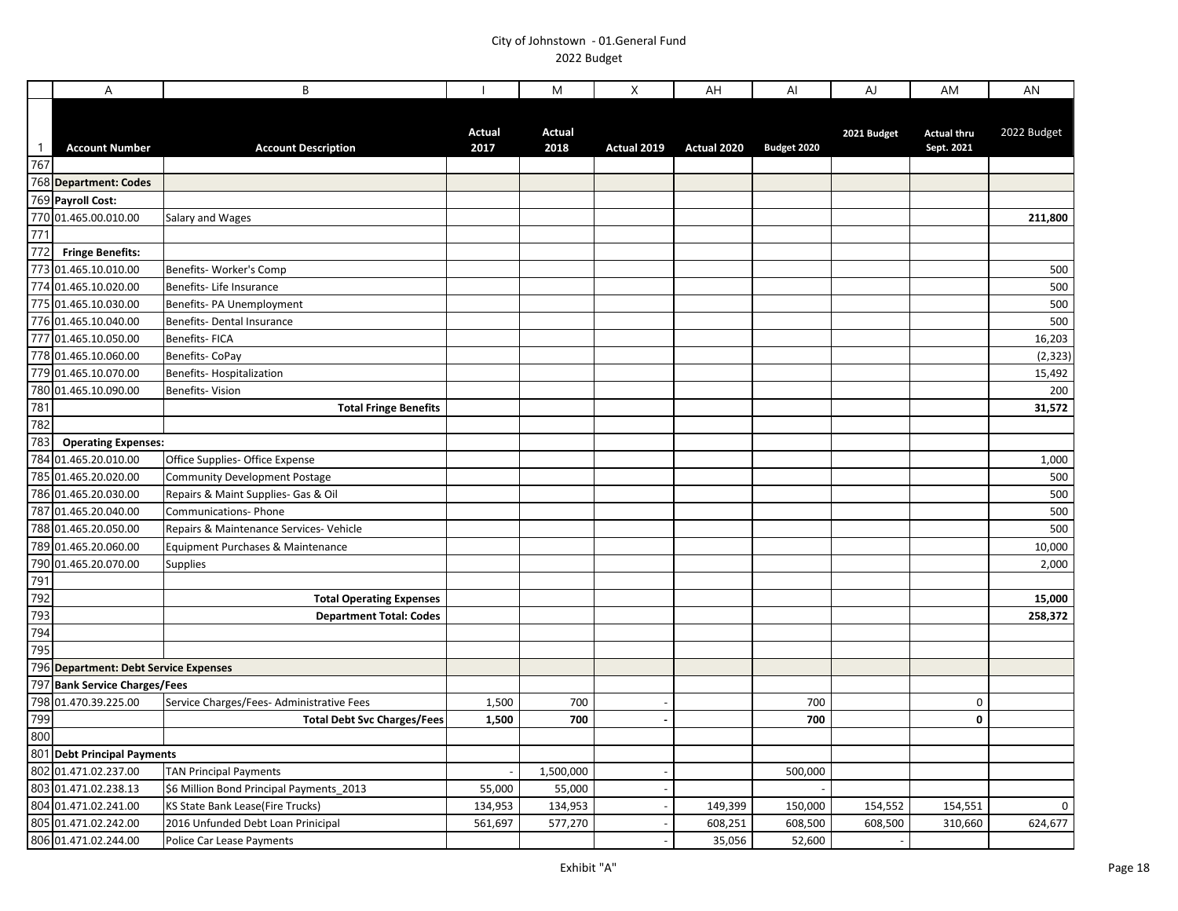City of Johnstown - 01.General Fund
2022 Budget

| | A | B | I | M | X | AH | AI | AJ | AM | AN |
|---|---|---|---|---|---|---|---|---|---|---|
| 1 | Account Number | Account Description | Actual 2017 | Actual 2018 | Actual 2019 | Actual 2020 | Budget 2020 | 2021 Budget | Actual thru Sept. 2021 | 2022 Budget |
| 767 | | | | | | | | | | |
| 768 | **Department: Codes** | | | | | | | | | |
| 769 | **Payroll Cost:** | | | | | | | | | |
| 770 | 01.465.00.010.00 | Salary and Wages | | | | | | | | **211,800** |
| 771 | | | | | | | | | | |
| 772 | **Fringe Benefits:** | | | | | | | | | |
| 773 | 01.465.10.010.00 | Benefits- Worker's Comp | | | | | | | | 500 |
| 774 | 01.465.10.020.00 | Benefits- Life Insurance | | | | | | | | 500 |
| 775 | 01.465.10.030.00 | Benefits- PA Unemployment | | | | | | | | 500 |
| 776 | 01.465.10.040.00 | Benefits- Dental Insurance | | | | | | | | 500 |
| 777 | 01.465.10.050.00 | Benefits- FICA | | | | | | | | 16,203 |
| 778 | 01.465.10.060.00 | Benefits- CoPay | | | | | | | | (2,323) |
| 779 | 01.465.10.070.00 | Benefits- Hospitalization | | | | | | | | 15,492 |
| 780 | 01.465.10.090.00 | Benefits- Vision | | | | | | | | 200 |
| 781 | | **Total Fringe Benefits** | | | | | | | | **31,572** |
| 782 | | | | | | | | | | |
| 783 | **Operating Expenses:** | | | | | | | | | |
| 784 | 01.465.20.010.00 | Office Supplies- Office Expense | | | | | | | | 1,000 |
| 785 | 01.465.20.020.00 | Community Development Postage | | | | | | | | 500 |
| 786 | 01.465.20.030.00 | Repairs & Maint Supplies- Gas & Oil | | | | | | | | 500 |
| 787 | 01.465.20.040.00 | Communications- Phone | | | | | | | | 500 |
| 788 | 01.465.20.050.00 | Repairs & Maintenance Services- Vehicle | | | | | | | | 500 |
| 789 | 01.465.20.060.00 | Equipment Purchases & Maintenance | | | | | | | | 10,000 |
| 790 | 01.465.20.070.00 | Supplies | | | | | | | | 2,000 |
| 791 | | | | | | | | | | |
| 792 | | **Total Operating Expenses** | | | | | | | | **15,000** |
| 793 | | **Department Total: Codes** | | | | | | | | **258,372** |
| 794 | | | | | | | | | | |
| 795 | | | | | | | | | | |
| 796 | **Department: Debt Service Expenses** | | | | | | | | | |
| 797 | **Bank Service Charges/Fees** | | | | | | | | | |
| 798 | 01.470.39.225.00 | Service Charges/Fees- Administrative Fees | 1,500 | 700 | - | | 700 | | 0 | |
| 799 | | **Total Debt Svc Charges/Fees** | **1,500** | **700** | **-** | | **700** | | **0** | |
| 800 | | | | | | | | | | |
| 801 | **Debt Principal Payments** | | | | | | | | | |
| 802 | 01.471.02.237.00 | TAN Principal Payments | - | 1,500,000 | - | | 500,000 | | | |
| 803 | 01.471.02.238.13 | $6 Million Bond Principal Payments_2013 | 55,000 | 55,000 | - | | - | | | |
| 804 | 01.471.02.241.00 | KS State Bank Lease(Fire Trucks) | 134,953 | 134,953 | - | 149,399 | 150,000 | 154,552 | 154,551 | 0 |
| 805 | 01.471.02.242.00 | 2016 Unfunded Debt Loan Prinicipal | 561,697 | 577,270 | - | 608,251 | 608,500 | 608,500 | 310,660 | 624,677 |
| 806 | 01.471.02.244.00 | Police Car Lease Payments | | | - | 35,056 | 52,600 | - | | |

Exhibit "A"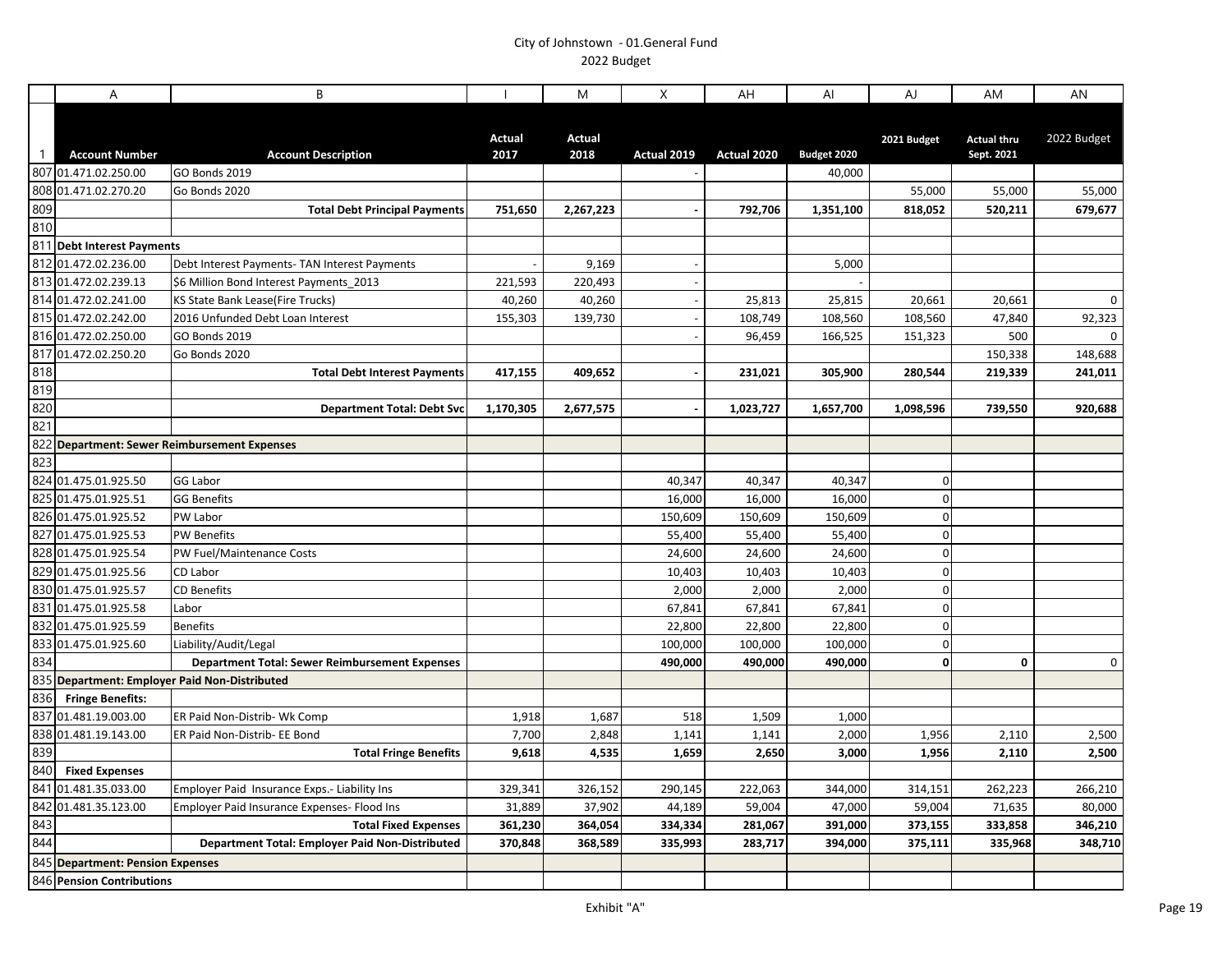City of Johnstown - 01.General Fund
2022 Budget

| | A | B | I | M | X | AH | AI | AJ | AM | AN |
|---|---|---|---|---|---|---|---|---|---|---|
| 1 | **Account Number** | **Account Description** | **Actual 2017** | **Actual 2018** | **Actual 2019** | **Actual 2020** | **Budget 2020** | **2021 Budget** | **Actual thru Sept. 2021** | 2022 Budget |
| 807 | 01.471.02.250.00 | GO Bonds 2019 | | | - | | 40,000 | | | |
| 808 | 01.471.02.270.20 | Go Bonds 2020 | | | | | | 55,000 | 55,000 | 55,000 |
| 809 | | **Total Debt Principal Payments** | **751,650** | **2,267,223** | **-** | **792,706** | **1,351,100** | **818,052** | **520,211** | **679,677** |
| 810 | | | | | | | | | | |
| 811 | **Debt Interest Payments** | | | | | | | | | |
| 812 | 01.472.02.236.00 | Debt Interest Payments- TAN Interest Payments | - | 9,169 | - | | 5,000 | | | |
| 813 | 01.472.02.239.13 | $6 Million Bond Interest Payments_2013 | 221,593 | 220,493 | - | | - | | | |
| 814 | 01.472.02.241.00 | KS State Bank Lease(Fire Trucks) | 40,260 | 40,260 | - | 25,813 | 25,815 | 20,661 | 20,661 | 0 |
| 815 | 01.472.02.242.00 | 2016 Unfunded Debt Loan Interest | 155,303 | 139,730 | - | 108,749 | 108,560 | 108,560 | 47,840 | 92,323 |
| 816 | 01.472.02.250.00 | GO Bonds 2019 | | | - | 96,459 | 166,525 | 151,323 | 500 | 0 |
| 817 | 01.472.02.250.20 | Go Bonds 2020 | | | | | | | 150,338 | 148,688 |
| 818 | | **Total Debt Interest Payments** | **417,155** | **409,652** | **-** | **231,021** | **305,900** | **280,544** | **219,339** | **241,011** |
| 819 | | | | | | | | | | |
| 820 | | **Department Total: Debt Svc** | **1,170,305** | **2,677,575** | **-** | **1,023,727** | **1,657,700** | **1,098,596** | **739,550** | **920,688** |
| 821 | | | | | | | | | | |
| 822 | **Department: Sewer Reimbursement Expenses** | | | | | | | | | |
| 823 | | | | | | | | | | |
| 824 | 01.475.01.925.50 | GG Labor | | | 40,347 | 40,347 | 40,347 | 0 | | |
| 825 | 01.475.01.925.51 | GG Benefits | | | 16,000 | 16,000 | 16,000 | 0 | | |
| 826 | 01.475.01.925.52 | PW Labor | | | 150,609 | 150,609 | 150,609 | 0 | | |
| 827 | 01.475.01.925.53 | PW Benefits | | | 55,400 | 55,400 | 55,400 | 0 | | |
| 828 | 01.475.01.925.54 | PW Fuel/Maintenance Costs | | | 24,600 | 24,600 | 24,600 | 0 | | |
| 829 | 01.475.01.925.56 | CD Labor | | | 10,403 | 10,403 | 10,403 | 0 | | |
| 830 | 01.475.01.925.57 | CD Benefits | | | 2,000 | 2,000 | 2,000 | 0 | | |
| 831 | 01.475.01.925.58 | Labor | | | 67,841 | 67,841 | 67,841 | 0 | | |
| 832 | 01.475.01.925.59 | Benefits | | | 22,800 | 22,800 | 22,800 | 0 | | |
| 833 | 01.475.01.925.60 | Liability/Audit/Legal | | | 100,000 | 100,000 | 100,000 | 0 | | |
| 834 | | **Department Total: Sewer Reimbursement Expenses** | | | **490,000** | **490,000** | **490,000** | **0** | **0** | 0 |
| 835 | **Department: Employer Paid Non-Distributed** | | | | | | | | | |
| 836 | **Fringe Benefits:** | | | | | | | | | |
| 837 | 01.481.19.003.00 | ER Paid Non-Distrib- Wk Comp | 1,918 | 1,687 | 518 | 1,509 | 1,000 | | | |
| 838 | 01.481.19.143.00 | ER Paid Non-Distrib- EE Bond | 7,700 | 2,848 | 1,141 | 1,141 | 2,000 | 1,956 | 2,110 | 2,500 |
| 839 | | **Total Fringe Benefits** | **9,618** | **4,535** | **1,659** | **2,650** | **3,000** | **1,956** | **2,110** | **2,500** |
| 840 | **Fixed Expenses** | | | | | | | | | |
| 841 | 01.481.35.033.00 | Employer Paid Insurance Exps.- Liability Ins | 329,341 | 326,152 | 290,145 | 222,063 | 344,000 | 314,151 | 262,223 | 266,210 |
| 842 | 01.481.35.123.00 | Employer Paid Insurance Expenses- Flood Ins | 31,889 | 37,902 | 44,189 | 59,004 | 47,000 | 59,004 | 71,635 | 80,000 |
| 843 | | **Total Fixed Expenses** | **361,230** | **364,054** | **334,334** | **281,067** | **391,000** | **373,155** | **333,858** | **346,210** |
| 844 | | **Department Total: Employer Paid Non-Distributed** | **370,848** | **368,589** | **335,993** | **283,717** | **394,000** | **375,111** | **335,968** | **348,710** |
| 845 | **Department: Pension Expenses** | | | | | | | | | |
| 846 | **Pension Contributions** | | | | | | | | | |

Exhibit "A"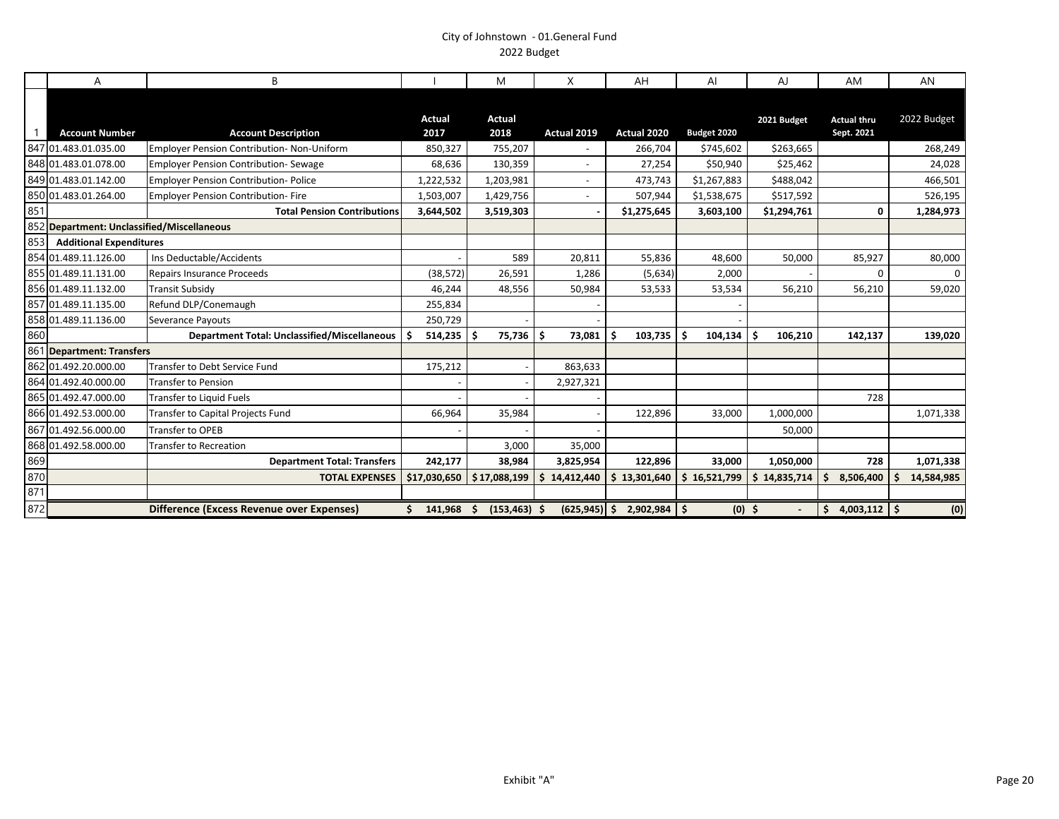City of Johnstown - 01.General Fund
2022 Budget

| | A | B | I | M | X | AH | AI | AJ | AM | AN |
|---|---|---|---|---|---|---|---|---|---|---|
| 1 | Account Number | Account Description | Actual 2017 | Actual 2018 | Actual 2019 | Actual 2020 | Budget 2020 | 2021 Budget | Actual thru Sept. 2021 | 2022 Budget |
| 847 | 01.483.01.035.00 | Employer Pension Contribution- Non-Uniform | 850,327 | 755,207 | - | 266,704 | \$745,602 | \$263,665 | | 268,249 |
| 848 | 01.483.01.078.00 | Employer Pension Contribution- Sewage | 68,636 | 130,359 | - | 27,254 | \$50,940 | \$25,462 | | 24,028 |
| 849 | 01.483.01.142.00 | Employer Pension Contribution- Police | 1,222,532 | 1,203,981 | - | 473,743 | \$1,267,883 | \$488,042 | | 466,501 |
| 850 | 01.483.01.264.00 | Employer Pension Contribution- Fire | 1,503,007 | 1,429,756 | - | 507,944 | \$1,538,675 | \$517,592 | | 526,195 |
| 851 | | **Total Pension Contributions** | **3,644,502** | **3,519,303** | **-** | **\$1,275,645** | **3,603,100** | **\$1,294,761** | **0** | **1,284,973** |
| 852 | **Department: Unclassified/Miscellaneous** | | | | | | | | | |
| 853 | **Additional Expenditures** | | | | | | | | | |
| 854 | 01.489.11.126.00 | Ins Deductable/Accidents | - | 589 | 20,811 | 55,836 | 48,600 | 50,000 | 85,927 | 80,000 |
| 855 | 01.489.11.131.00 | Repairs Insurance Proceeds | (38,572) | 26,591 | 1,286 | (5,634) | 2,000 | - | 0 | 0 |
| 856 | 01.489.11.132.00 | Transit Subsidy | 46,244 | 48,556 | 50,984 | 53,533 | 53,534 | 56,210 | 56,210 | 59,020 |
| 857 | 01.489.11.135.00 | Refund DLP/Conemaugh | 255,834 | | - | | - | | | |
| 858 | 01.489.11.136.00 | Severance Payouts | 250,729 | - | - | | - | | | |
| 860 | | **Department Total: Unclassified/Miscellaneous** | **\$ 514,235** | **\$ 75,736** | **\$ 73,081** | **\$ 103,735** | **\$ 104,134** | **\$ 106,210** | **142,137** | **139,020** |
| 861 | **Department: Transfers** | | | | | | | | | |
| 862 | 01.492.20.000.00 | Transfer to Debt Service Fund | 175,212 | - | 863,633 | | | | | |
| 864 | 01.492.40.000.00 | Transfer to Pension | - | - | 2,927,321 | | | | | |
| 865 | 01.492.47.000.00 | Transfer to Liquid Fuels | - | - | - | | | | 728 | |
| 866 | 01.492.53.000.00 | Transfer to Capital Projects Fund | 66,964 | 35,984 | - | 122,896 | 33,000 | 1,000,000 | | 1,071,338 |
| 867 | 01.492.56.000.00 | Transfer to OPEB | - | - | - | | | 50,000 | | |
| 868 | 01.492.58.000.00 | Transfer to Recreation | | 3,000 | 35,000 | | | | | |
| 869 | | **Department Total: Transfers** | **242,177** | **38,984** | **3,825,954** | **122,896** | **33,000** | **1,050,000** | **728** | **1,071,338** |
| 870 | | **TOTAL EXPENSES** | **\$17,030,650** | **\$17,088,199** | **\$ 14,412,440** | **\$ 13,301,640** | **\$ 16,521,799** | **\$ 14,835,714** | **\$ 8,506,400** | **\$ 14,584,985** |
| 871 | | | | | | | | | | |
| 872 | | **Difference (Excess Revenue over Expenses)** | **\$ 141,968** | **\$ (153,463)** | **\$ (625,945)** | **\$ 2,902,984** | **\$ (0)** | **\$ -** | **\$ 4,003,112** | **\$ (0)** |

Exhibit "A"